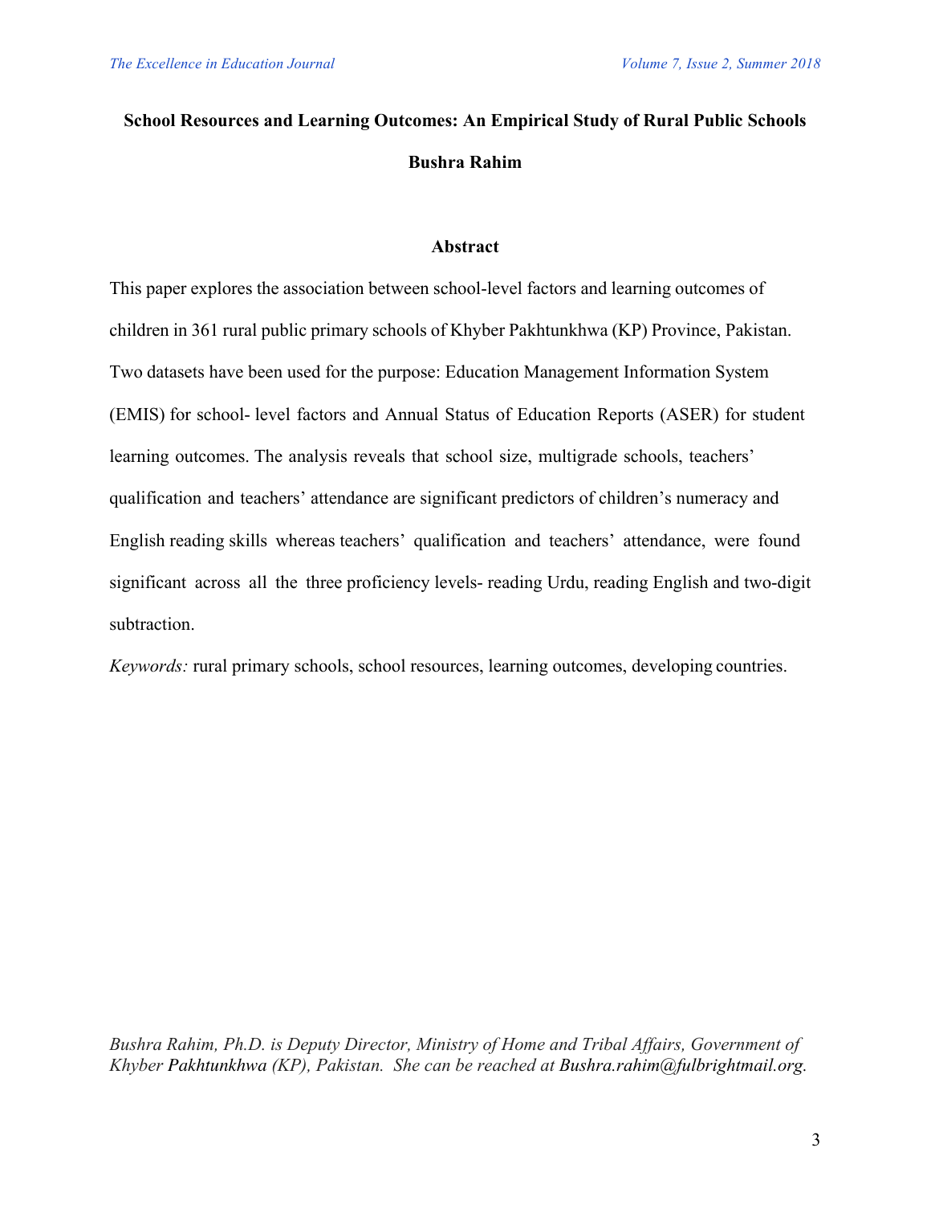# School Resources and Learning Outcomes: An Empirical Study of Rural Public Schools

**Bushra Rahim**

## Abstract

This paper explores the association between school-level factors and learning outcomes of children in 361 rural public primary schools of Khyber Pakhtunkhwa (KP) Province, Pakistan. Two datasets have been used for the purpose: Education Management Information System (EMIS) for school- level factors and Annual Status of Education Reports (ASER) for student learning outcomes. The analysis reveals that school size, multigrade schools, teachers' qualification and teachers' attendance are significant predictors of children's numeracy and English reading skills whereas teachers' qualification and teachers' attendance, were found significant across all the three proficiency levels- reading Urdu, reading English and two-digit subtraction.

*Keywords:* rural primary schools, school resources, learning outcomes, developing countries.

*Bushra Rahim, Ph.D. is Deputy Director, Ministry of Home and Tribal Affairs, Government of Khyber Pakhtunkhwa (KP), Pakistan. She can be reached at Bushra.rahim@fulbrightmail.org.*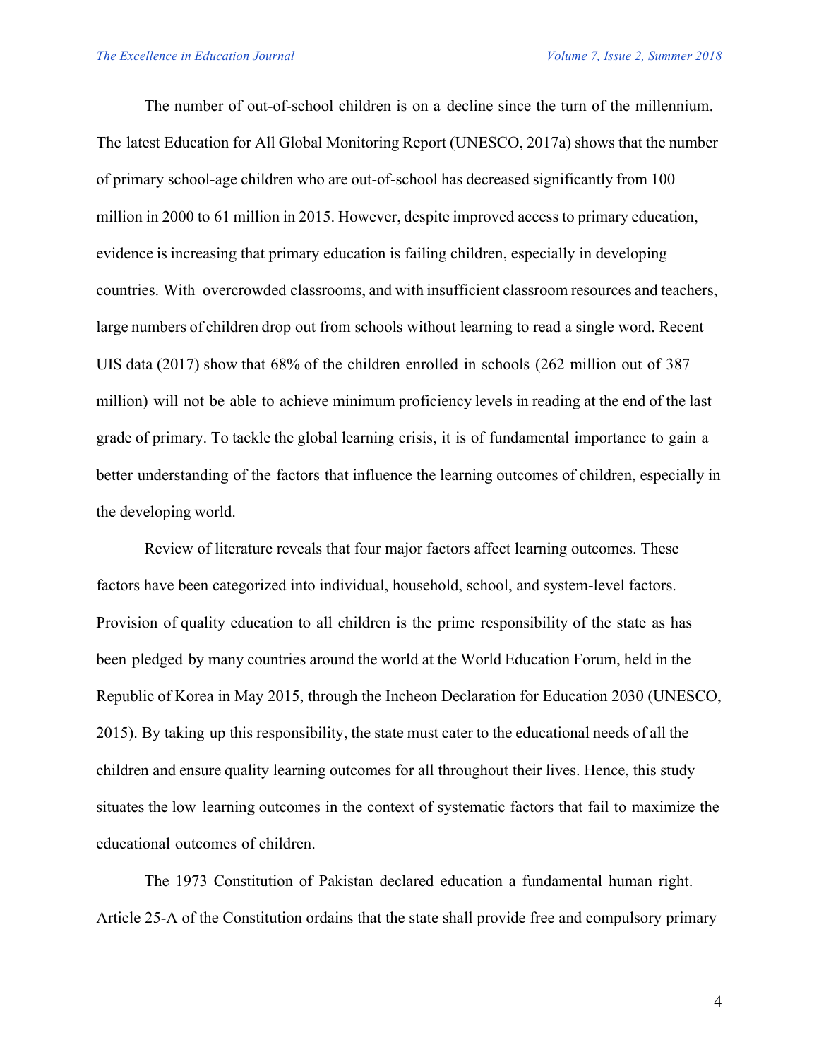The number of out-of-school children is on a decline since the turn of the millennium. The latest Education for All Global Monitoring Report (UNESCO, 2017a) shows that the number of primary school-age children who are out-of-school has decreased significantly from 100 million in 2000 to 61 million in 2015. However, despite improved access to primary education, evidence is increasing that primary education is failing children, especially in developing countries. With overcrowded classrooms, and with insufficient classroom resources and teachers, large numbers of children drop out from schools without learning to read a single word. Recent UIS data (2017) show that 68% of the children enrolled in schools (262 million out of 387 million) will not be able to achieve minimum proficiency levels in reading at the end of the last grade of primary. To tackle the global learning crisis, it is of fundamental importance to gain a better understanding of the factors that influence the learning outcomes of children, especially in the developing world.

Review of literature reveals that four major factors affect learning outcomes. These factors have been categorized into individual, household, school, and system-level factors. Provision of quality education to all children is the prime responsibility of the state as has been pledged by many countries around the world at the World Education Forum, held in the Republic of Korea in May 2015, through the Incheon Declaration for Education 2030 (UNESCO, 2015). By taking up this responsibility, the state must cater to the educational needs of all the children and ensure quality learning outcomes for all throughout their lives. Hence, this study situates the low learning outcomes in the context of systematic factors that fail to maximize the educational outcomes of children.

The 1973 Constitution of Pakistan declared education a fundamental human right. Article 25-A of the Constitution ordains that the state shall provide free and compulsory primary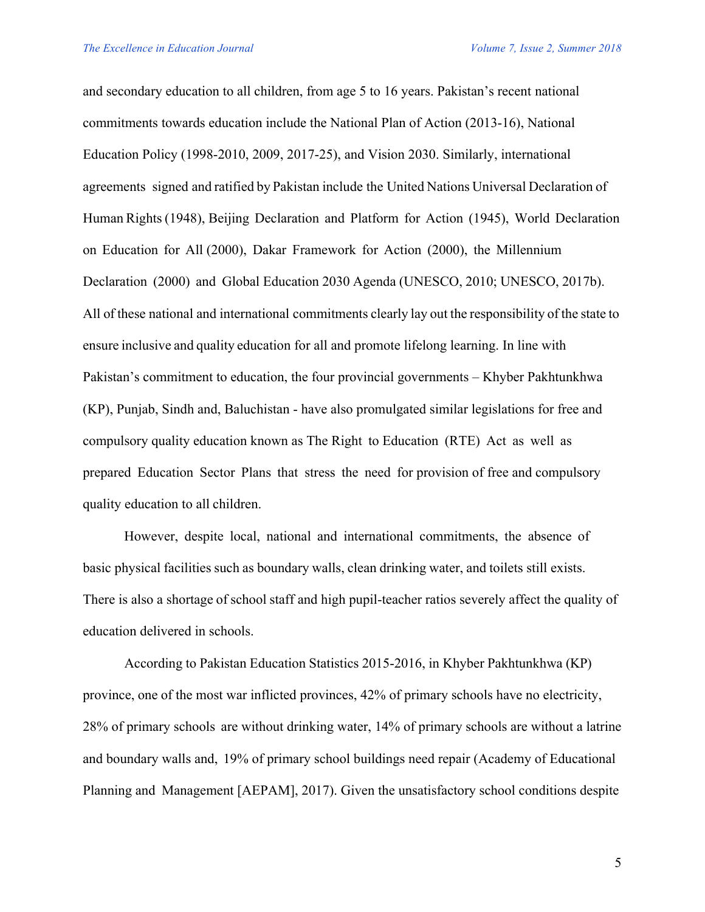and secondary education to all children, from age 5 to 16 years. Pakistan's recent national commitments towards education include the National Plan of Action (2013-16), National Education Policy (1998-2010, 2009, 2017-25), and Vision 2030. Similarly, international agreements signed and ratified by Pakistan include the United Nations Universal Declaration of Human Rights (1948), Beijing Declaration and Platform for Action (1945), World Declaration on Education for All (2000), Dakar Framework for Action (2000), the Millennium Declaration (2000) and Global Education 2030 Agenda (UNESCO, 2010; UNESCO, 2017b). All of these national and international commitments clearly lay out the responsibility of the state to ensure inclusive and quality education for all and promote lifelong learning. In line with Pakistan's commitment to education, the four provincial governments – Khyber Pakhtunkhwa (KP), Punjab, Sindh and, Baluchistan - have also promulgated similar legislations for free and compulsory quality education known as The Right to Education (RTE) Act as well as prepared Education Sector Plans that stress the need for provision of free and compulsory quality education to all children.

However, despite local, national and international commitments, the absence of basic physical facilities such as boundary walls, clean drinking water, and toilets still exists. There is also a shortage of school staff and high pupil-teacher ratios severely affect the quality of education delivered in schools.

According to Pakistan Education Statistics 2015-2016, in Khyber Pakhtunkhwa (KP) province, one of the most war inflicted provinces, 42% of primary schools have no electricity, 28% of primary schools are without drinking water, 14% of primary schools are without a latrine and boundary walls and, 19% of primary school buildings need repair (Academy of Educational Planning and Management [AEPAM], 2017). Given the unsatisfactory school conditions despite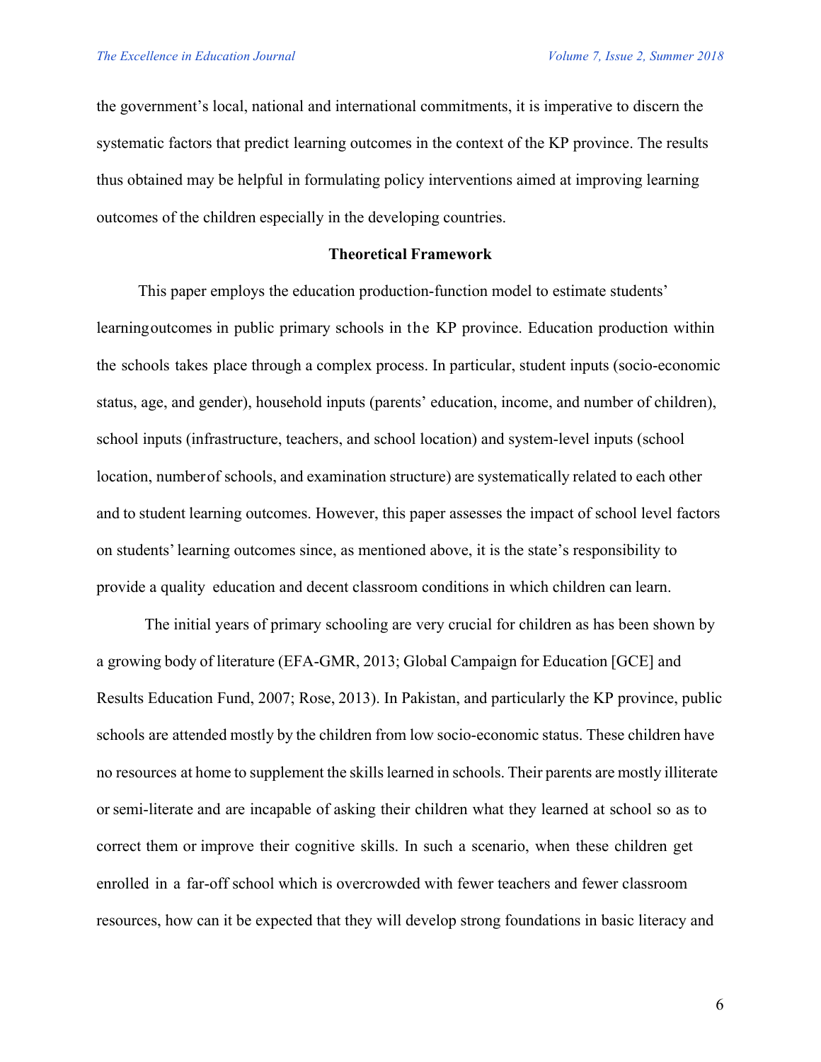the government's local, national and international commitments, it is imperative to discern the systematic factors that predict learning outcomes in the context of the KP province. The results thus obtained may be helpful in formulating policy interventions aimed at improving learning outcomes of the children especially in the developing countries.

## Theoretical Framework

This paper employs the education production-function model to estimate students' learning outcomes in public primary schools in the KP province. Education production within the schools takes place through a complex process. In particular, student inputs (socio-economic status, age, and gender), household inputs (parents' education, income, and number of children), school inputs (infrastructure, teachers, and school location) and system-level inputs (school location, number of schools, and examination structure) are systematically related to each other and to student learning outcomes. However, this paper assesses the impact of school level factors on students' learning outcomes since, as mentioned above, it is the state's responsibility to provide a quality education and decent classroom conditions in which children can learn.

The initial years of primary schooling are very crucial for children as has been shown by a growing body of literature (EFA-GMR, 2013; Global Campaign for Education [GCE] and Results Education Fund, 2007; Rose, 2013). In Pakistan, and particularly the KP province, public schools are attended mostly by the children from low socio-economic status. These children have no resources at home to supplement the skills learned in schools. Their parents are mostly illiterate or semi-literate and are incapable of asking their children what they learned at school so as to correct them or improve their cognitive skills. In such a scenario, when these children get enrolled in a far-off school which is overcrowded with fewer teachers and fewer classroom resources, how can it be expected that they will develop strong foundations in basic literacy and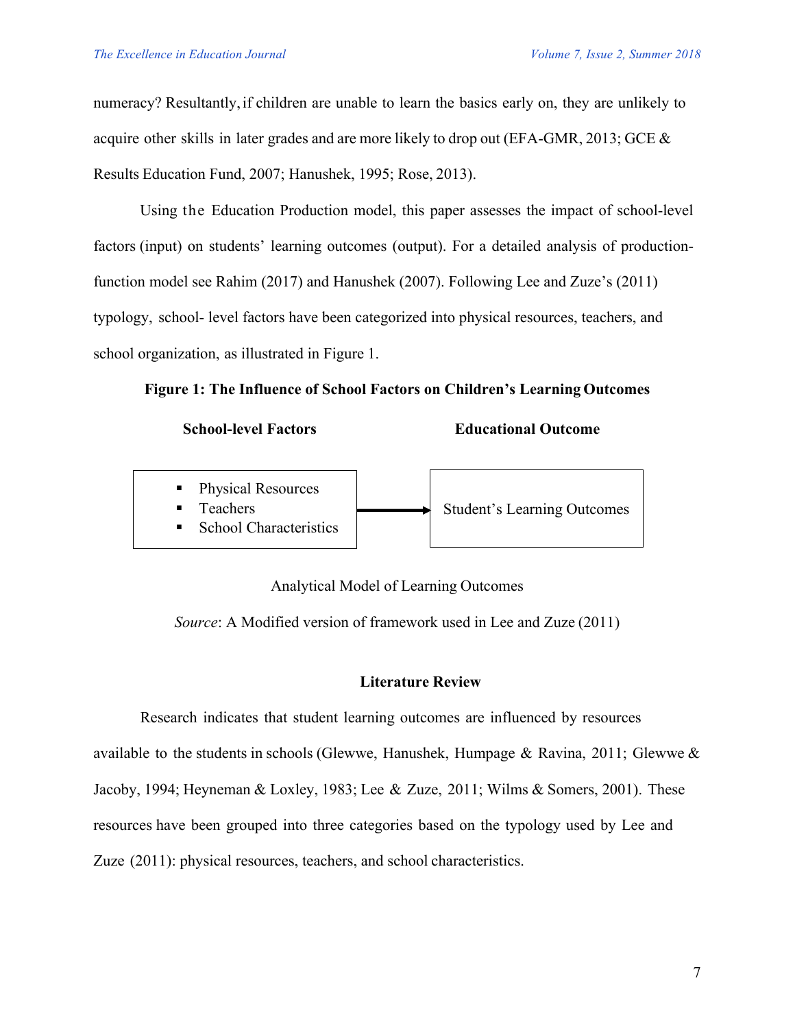numeracy? Resultantly, if children are unable to learn the basics early on, they are unlikely to acquire other skills in later grades and are more likely to drop out (EFA-GMR, 2013; GCE & Results Education Fund, 2007; Hanushek, 1995; Rose, 2013).

Using the Education Production model, this paper assesses the impact of school-level factors (input) on students' learning outcomes (output). For a detailed analysis of production-function model see Rahim (2017) and Hanushek (2007). Following Lee and Zuze's (2011) typology, school- level factors have been categorized into physical resources, teachers, and school organization, as illustrated in Figure 1.

**Figure 1: The Influence of School Factors on Children's Learning Outcomes**

| **School-level Factors** | | **Educational Outcome** |
|---|---|---|
| ▪ Physical Resources<br>▪ Teachers<br>▪ School Characteristics | → | Student's Learning Outcomes |

Analytical Model of Learning Outcomes

*Source*: A Modified version of framework used in Lee and Zuze (2011)

## Literature Review

Research indicates that student learning outcomes are influenced by resources available to the students in schools (Glewwe, Hanushek, Humpage & Ravina, 2011; Glewwe & Jacoby, 1994; Heyneman & Loxley, 1983; Lee & Zuze, 2011; Wilms & Somers, 2001). These resources have been grouped into three categories based on the typology used by Lee and Zuze (2011): physical resources, teachers, and school characteristics.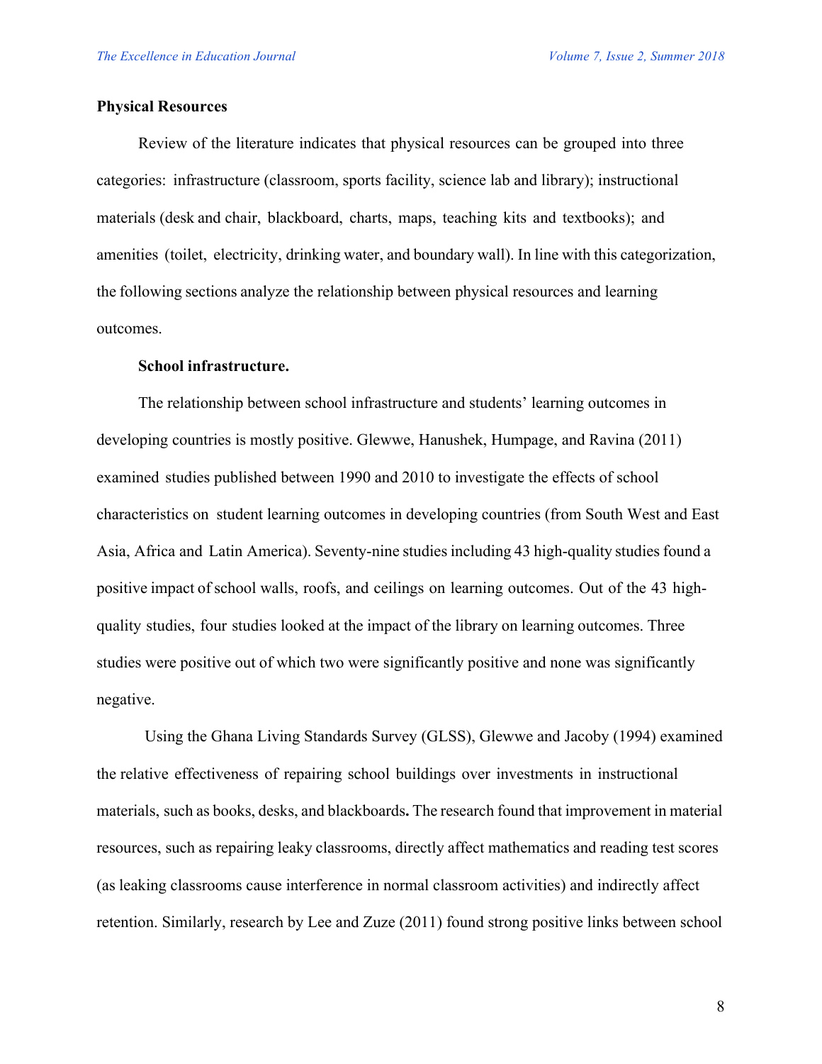**Physical Resources**

Review of the literature indicates that physical resources can be grouped into three categories: infrastructure (classroom, sports facility, science lab and library); instructional materials (desk and chair, blackboard, charts, maps, teaching kits and textbooks); and amenities (toilet, electricity, drinking water, and boundary wall). In line with this categorization, the following sections analyze the relationship between physical resources and learning outcomes.

**School infrastructure.**

The relationship between school infrastructure and students' learning outcomes in developing countries is mostly positive. Glewwe, Hanushek, Humpage, and Ravina (2011) examined studies published between 1990 and 2010 to investigate the effects of school characteristics on student learning outcomes in developing countries (from South West and East Asia, Africa and Latin America). Seventy-nine studies including 43 high-quality studies found a positive impact of school walls, roofs, and ceilings on learning outcomes. Out of the 43 high-quality studies, four studies looked at the impact of the library on learning outcomes. Three studies were positive out of which two were significantly positive and none was significantly negative.

Using the Ghana Living Standards Survey (GLSS), Glewwe and Jacoby (1994) examined the relative effectiveness of repairing school buildings over investments in instructional materials, such as books, desks, and blackboards**.** The research found that improvement in material resources, such as repairing leaky classrooms, directly affect mathematics and reading test scores (as leaking classrooms cause interference in normal classroom activities) and indirectly affect retention. Similarly, research by Lee and Zuze (2011) found strong positive links between school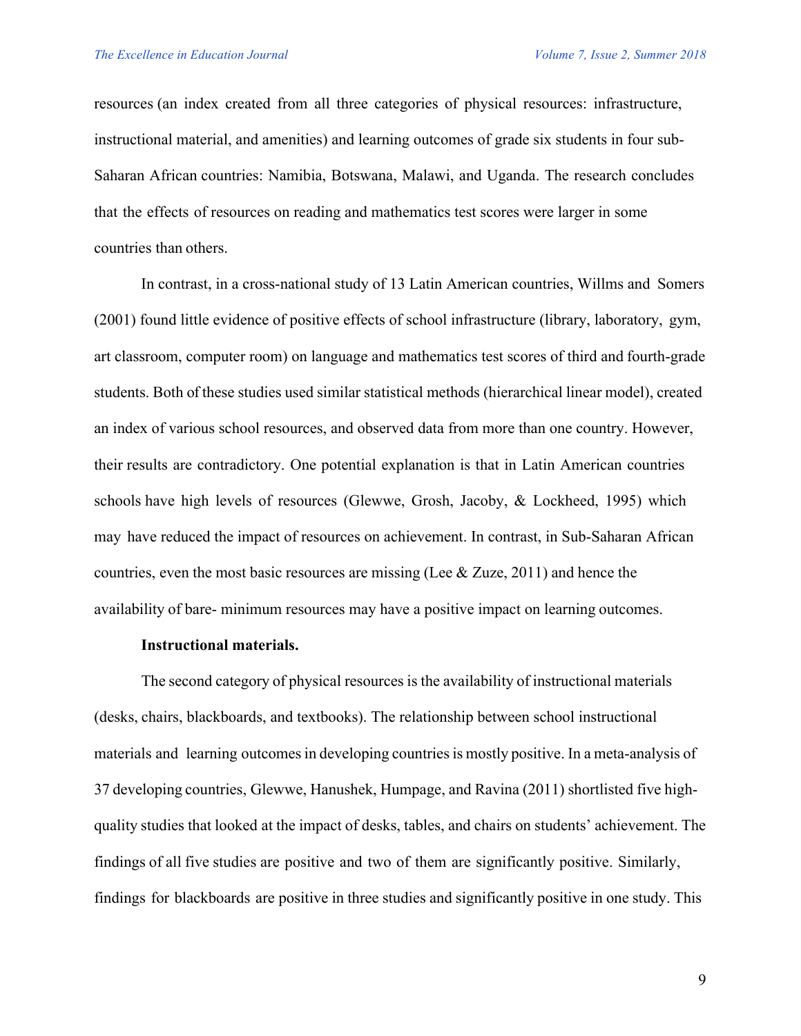resources (an index created from all three categories of physical resources: infrastructure, instructional material, and amenities) and learning outcomes of grade six students in four sub-Saharan African countries: Namibia, Botswana, Malawi, and Uganda. The research concludes that the effects of resources on reading and mathematics test scores were larger in some countries than others.

In contrast, in a cross-national study of 13 Latin American countries, Willms and Somers (2001) found little evidence of positive effects of school infrastructure (library, laboratory, gym, art classroom, computer room) on language and mathematics test scores of third and fourth-grade students. Both of these studies used similar statistical methods (hierarchical linear model), created an index of various school resources, and observed data from more than one country. However, their results are contradictory. One potential explanation is that in Latin American countries schools have high levels of resources (Glewwe, Grosh, Jacoby, & Lockheed, 1995) which may have reduced the impact of resources on achievement. In contrast, in Sub-Saharan African countries, even the most basic resources are missing (Lee & Zuze, 2011) and hence the availability of bare- minimum resources may have a positive impact on learning outcomes.

**Instructional materials.**

The second category of physical resources is the availability of instructional materials (desks, chairs, blackboards, and textbooks). The relationship between school instructional materials and learning outcomes in developing countries is mostly positive. In a meta-analysis of 37 developing countries, Glewwe, Hanushek, Humpage, and Ravina (2011) shortlisted five high-quality studies that looked at the impact of desks, tables, and chairs on students' achievement. The findings of all five studies are positive and two of them are significantly positive. Similarly, findings for blackboards are positive in three studies and significantly positive in one study. This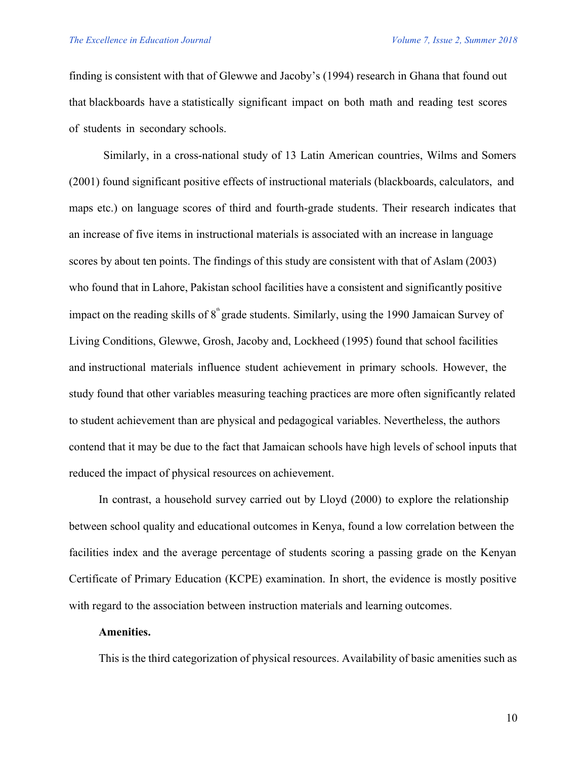finding is consistent with that of Glewwe and Jacoby's (1994) research in Ghana that found out that blackboards have a statistically significant impact on both math and reading test scores of students in secondary schools.

Similarly, in a cross-national study of 13 Latin American countries, Wilms and Somers (2001) found significant positive effects of instructional materials (blackboards, calculators, and maps etc.) on language scores of third and fourth-grade students. Their research indicates that an increase of five items in instructional materials is associated with an increase in language scores by about ten points. The findings of this study are consistent with that of Aslam (2003) who found that in Lahore, Pakistan school facilities have a consistent and significantly positive impact on the reading skills of 8th grade students. Similarly, using the 1990 Jamaican Survey of Living Conditions, Glewwe, Grosh, Jacoby and, Lockheed (1995) found that school facilities and instructional materials influence student achievement in primary schools. However, the study found that other variables measuring teaching practices are more often significantly related to student achievement than are physical and pedagogical variables. Nevertheless, the authors contend that it may be due to the fact that Jamaican schools have high levels of school inputs that reduced the impact of physical resources on achievement.

In contrast, a household survey carried out by Lloyd (2000) to explore the relationship between school quality and educational outcomes in Kenya, found a low correlation between the facilities index and the average percentage of students scoring a passing grade on the Kenyan Certificate of Primary Education (KCPE) examination. In short, the evidence is mostly positive with regard to the association between instruction materials and learning outcomes.

**Amenities.**

This is the third categorization of physical resources. Availability of basic amenities such as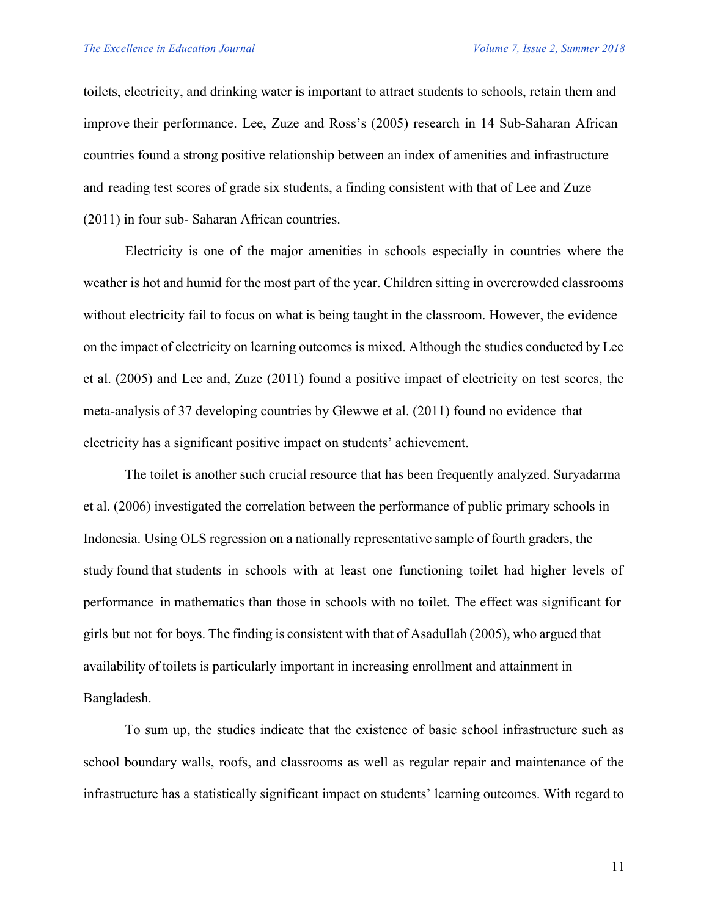toilets, electricity, and drinking water is important to attract students to schools, retain them and improve their performance. Lee, Zuze and Ross's (2005) research in 14 Sub-Saharan African countries found a strong positive relationship between an index of amenities and infrastructure and reading test scores of grade six students, a finding consistent with that of Lee and Zuze (2011) in four sub- Saharan African countries.

Electricity is one of the major amenities in schools especially in countries where the weather is hot and humid for the most part of the year. Children sitting in overcrowded classrooms without electricity fail to focus on what is being taught in the classroom. However, the evidence on the impact of electricity on learning outcomes is mixed. Although the studies conducted by Lee et al. (2005) and Lee and, Zuze (2011) found a positive impact of electricity on test scores, the meta-analysis of 37 developing countries by Glewwe et al. (2011) found no evidence that electricity has a significant positive impact on students' achievement.

The toilet is another such crucial resource that has been frequently analyzed. Suryadarma et al. (2006) investigated the correlation between the performance of public primary schools in Indonesia. Using OLS regression on a nationally representative sample of fourth graders, the study found that students in schools with at least one functioning toilet had higher levels of performance in mathematics than those in schools with no toilet. The effect was significant for girls but not for boys. The finding is consistent with that of Asadullah (2005), who argued that availability of toilets is particularly important in increasing enrollment and attainment in Bangladesh.

To sum up, the studies indicate that the existence of basic school infrastructure such as school boundary walls, roofs, and classrooms as well as regular repair and maintenance of the infrastructure has a statistically significant impact on students' learning outcomes. With regard to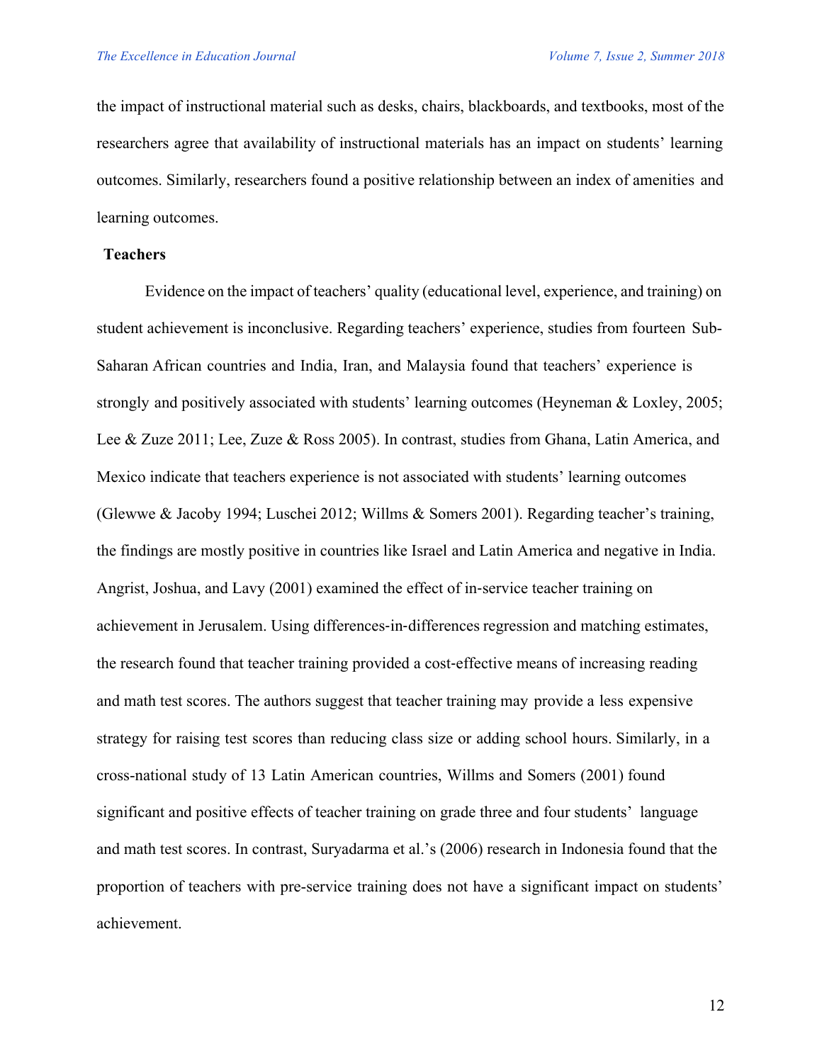the impact of instructional material such as desks, chairs, blackboards, and textbooks, most of the researchers agree that availability of instructional materials has an impact on students' learning outcomes. Similarly, researchers found a positive relationship between an index of amenities and learning outcomes.

**Teachers**

Evidence on the impact of teachers' quality (educational level, experience, and training) on student achievement is inconclusive. Regarding teachers' experience, studies from fourteen Sub-Saharan African countries and India, Iran, and Malaysia found that teachers' experience is strongly and positively associated with students' learning outcomes (Heyneman & Loxley, 2005; Lee & Zuze 2011; Lee, Zuze & Ross 2005). In contrast, studies from Ghana, Latin America, and Mexico indicate that teachers experience is not associated with students' learning outcomes (Glewwe & Jacoby 1994; Luschei 2012; Willms & Somers 2001). Regarding teacher's training, the findings are mostly positive in countries like Israel and Latin America and negative in India. Angrist, Joshua, and Lavy (2001) examined the effect of in-service teacher training on achievement in Jerusalem. Using differences-in-differences regression and matching estimates, the research found that teacher training provided a cost-effective means of increasing reading and math test scores. The authors suggest that teacher training may provide a less expensive strategy for raising test scores than reducing class size or adding school hours. Similarly, in a cross-national study of 13 Latin American countries, Willms and Somers (2001) found significant and positive effects of teacher training on grade three and four students' language and math test scores. In contrast, Suryadarma et al.'s (2006) research in Indonesia found that the proportion of teachers with pre-service training does not have a significant impact on students' achievement.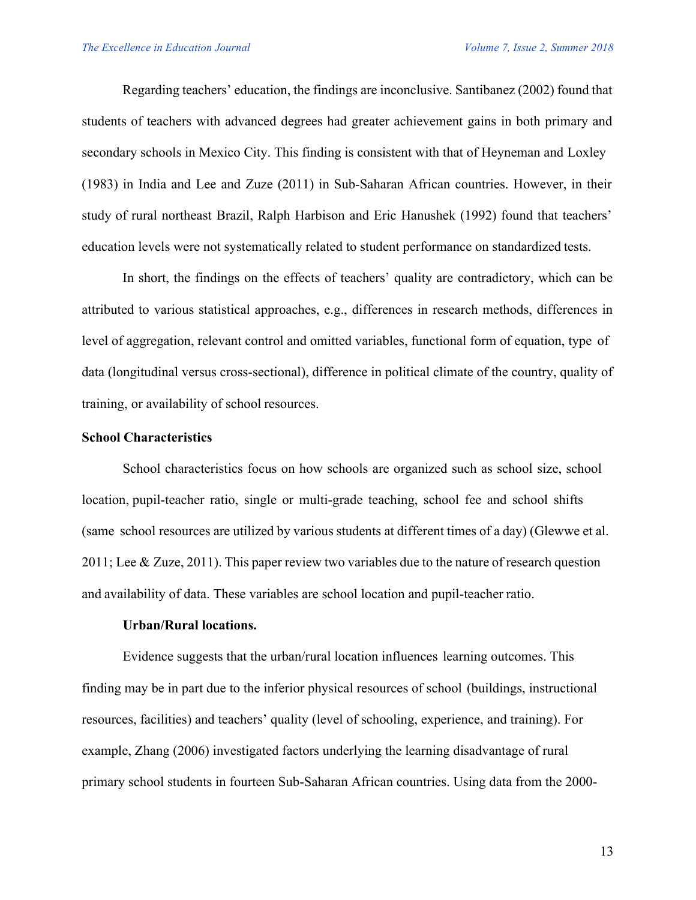Regarding teachers' education, the findings are inconclusive. Santibanez (2002) found that students of teachers with advanced degrees had greater achievement gains in both primary and secondary schools in Mexico City. This finding is consistent with that of Heyneman and Loxley (1983) in India and Lee and Zuze (2011) in Sub-Saharan African countries. However, in their study of rural northeast Brazil, Ralph Harbison and Eric Hanushek (1992) found that teachers' education levels were not systematically related to student performance on standardized tests.

In short, the findings on the effects of teachers' quality are contradictory, which can be attributed to various statistical approaches, e.g., differences in research methods, differences in level of aggregation, relevant control and omitted variables, functional form of equation, type of data (longitudinal versus cross-sectional), difference in political climate of the country, quality of training, or availability of school resources.

## School Characteristics

School characteristics focus on how schools are organized such as school size, school location, pupil-teacher ratio, single or multi-grade teaching, school fee and school shifts (same school resources are utilized by various students at different times of a day) (Glewwe et al. 2011; Lee & Zuze, 2011). This paper review two variables due to the nature of research question and availability of data. These variables are school location and pupil-teacher ratio.

### Urban/Rural locations.

Evidence suggests that the urban/rural location influences learning outcomes. This finding may be in part due to the inferior physical resources of school (buildings, instructional resources, facilities) and teachers' quality (level of schooling, experience, and training). For example, Zhang (2006) investigated factors underlying the learning disadvantage of rural primary school students in fourteen Sub-Saharan African countries. Using data from the 2000-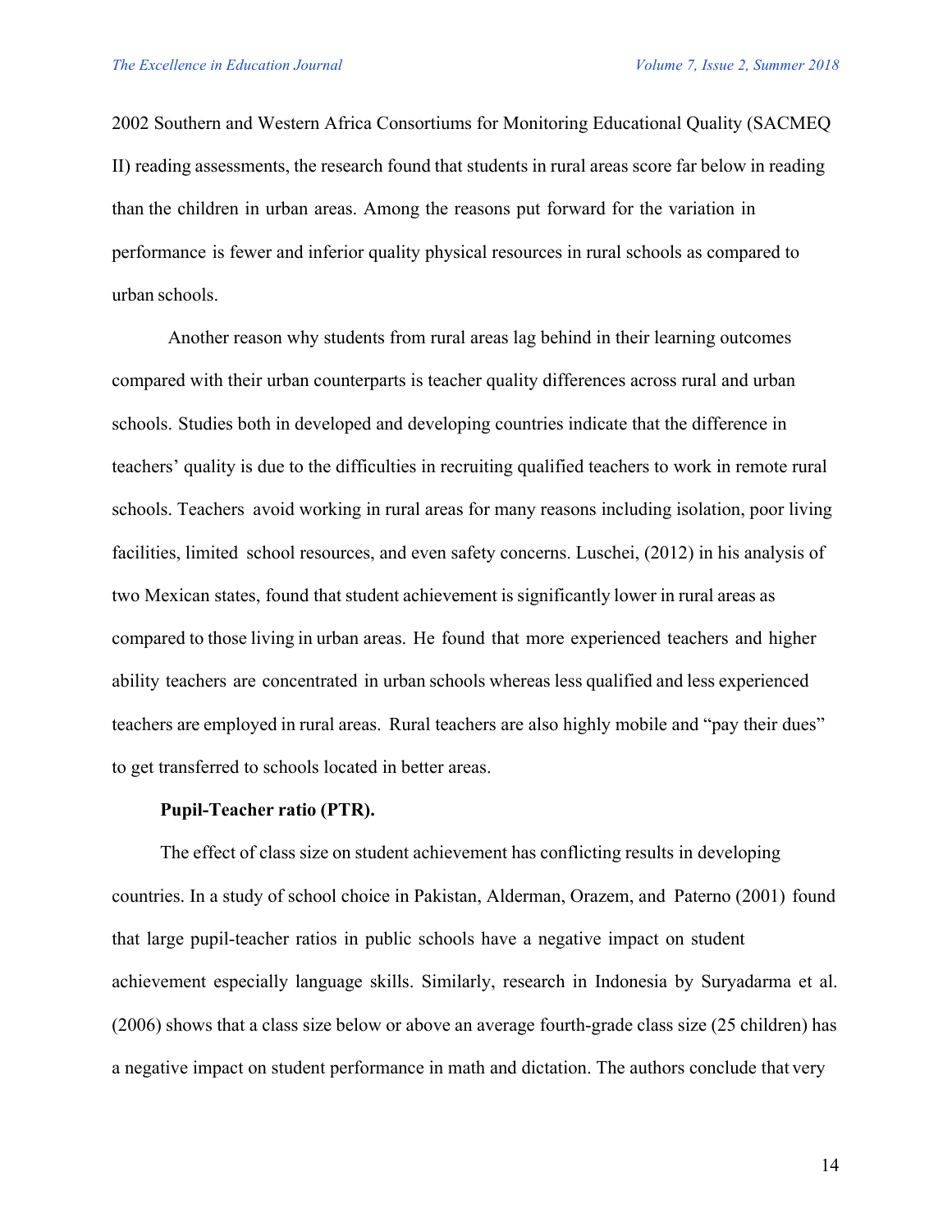2002 Southern and Western Africa Consortiums for Monitoring Educational Quality (SACMEQ II) reading assessments, the research found that students in rural areas score far below in reading than the children in urban areas. Among the reasons put forward for the variation in performance is fewer and inferior quality physical resources in rural schools as compared to urban schools.

Another reason why students from rural areas lag behind in their learning outcomes compared with their urban counterparts is teacher quality differences across rural and urban schools. Studies both in developed and developing countries indicate that the difference in teachers' quality is due to the difficulties in recruiting qualified teachers to work in remote rural schools. Teachers avoid working in rural areas for many reasons including isolation, poor living facilities, limited school resources, and even safety concerns. Luschei, (2012) in his analysis of two Mexican states, found that student achievement is significantly lower in rural areas as compared to those living in urban areas. He found that more experienced teachers and higher ability teachers are concentrated in urban schools whereas less qualified and less experienced teachers are employed in rural areas. Rural teachers are also highly mobile and "pay their dues" to get transferred to schools located in better areas.

**Pupil-Teacher ratio (PTR).**

The effect of class size on student achievement has conflicting results in developing countries. In a study of school choice in Pakistan, Alderman, Orazem, and Paterno (2001) found that large pupil-teacher ratios in public schools have a negative impact on student achievement especially language skills. Similarly, research in Indonesia by Suryadarma et al. (2006) shows that a class size below or above an average fourth-grade class size (25 children) has a negative impact on student performance in math and dictation. The authors conclude that very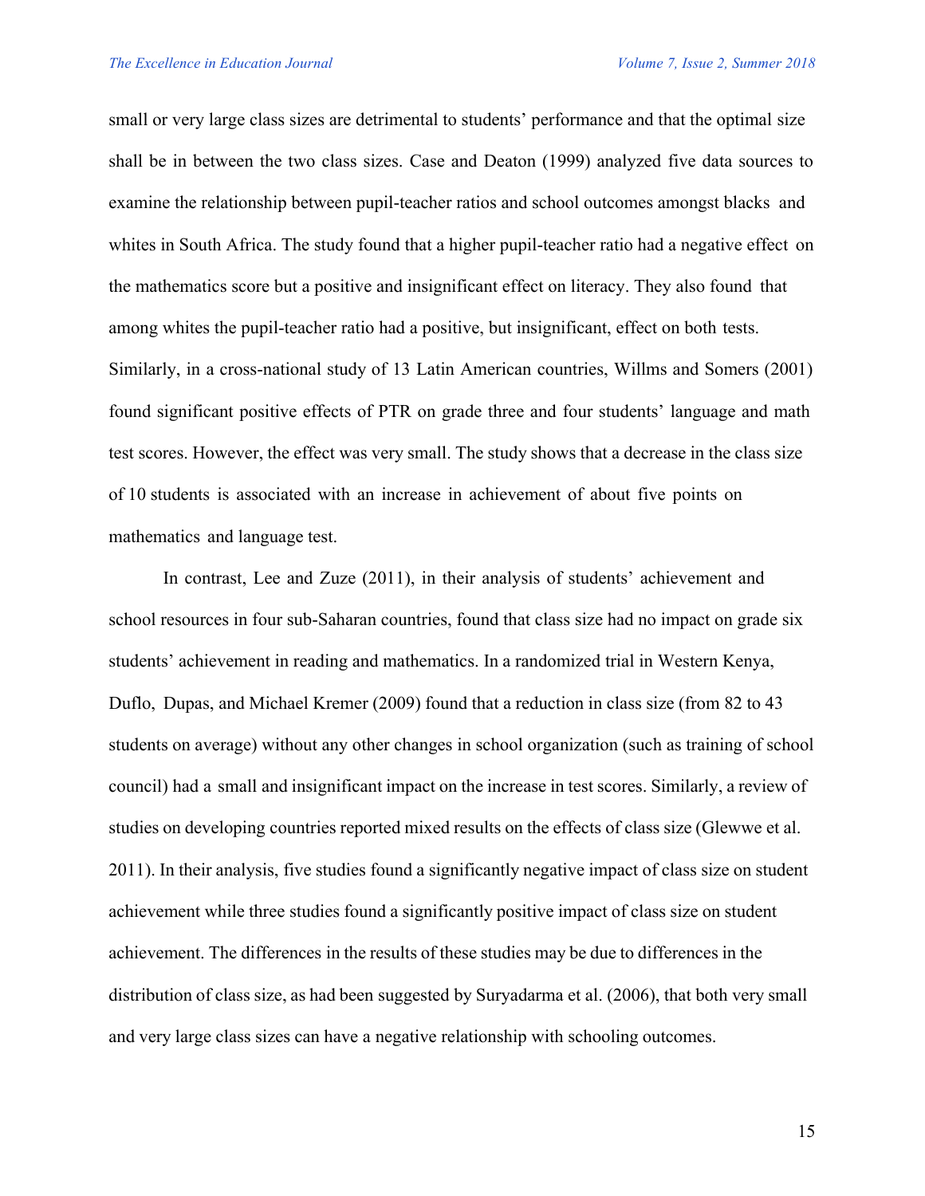small or very large class sizes are detrimental to students' performance and that the optimal size shall be in between the two class sizes. Case and Deaton (1999) analyzed five data sources to examine the relationship between pupil-teacher ratios and school outcomes amongst blacks and whites in South Africa. The study found that a higher pupil-teacher ratio had a negative effect on the mathematics score but a positive and insignificant effect on literacy. They also found that among whites the pupil-teacher ratio had a positive, but insignificant, effect on both tests. Similarly, in a cross-national study of 13 Latin American countries, Willms and Somers (2001) found significant positive effects of PTR on grade three and four students' language and math test scores. However, the effect was very small. The study shows that a decrease in the class size of 10 students is associated with an increase in achievement of about five points on mathematics and language test.

In contrast, Lee and Zuze (2011), in their analysis of students' achievement and school resources in four sub-Saharan countries, found that class size had no impact on grade six students' achievement in reading and mathematics. In a randomized trial in Western Kenya, Duflo, Dupas, and Michael Kremer (2009) found that a reduction in class size (from 82 to 43 students on average) without any other changes in school organization (such as training of school council) had a small and insignificant impact on the increase in test scores. Similarly, a review of studies on developing countries reported mixed results on the effects of class size (Glewwe et al. 2011). In their analysis, five studies found a significantly negative impact of class size on student achievement while three studies found a significantly positive impact of class size on student achievement. The differences in the results of these studies may be due to differences in the distribution of class size, as had been suggested by Suryadarma et al. (2006), that both very small and very large class sizes can have a negative relationship with schooling outcomes.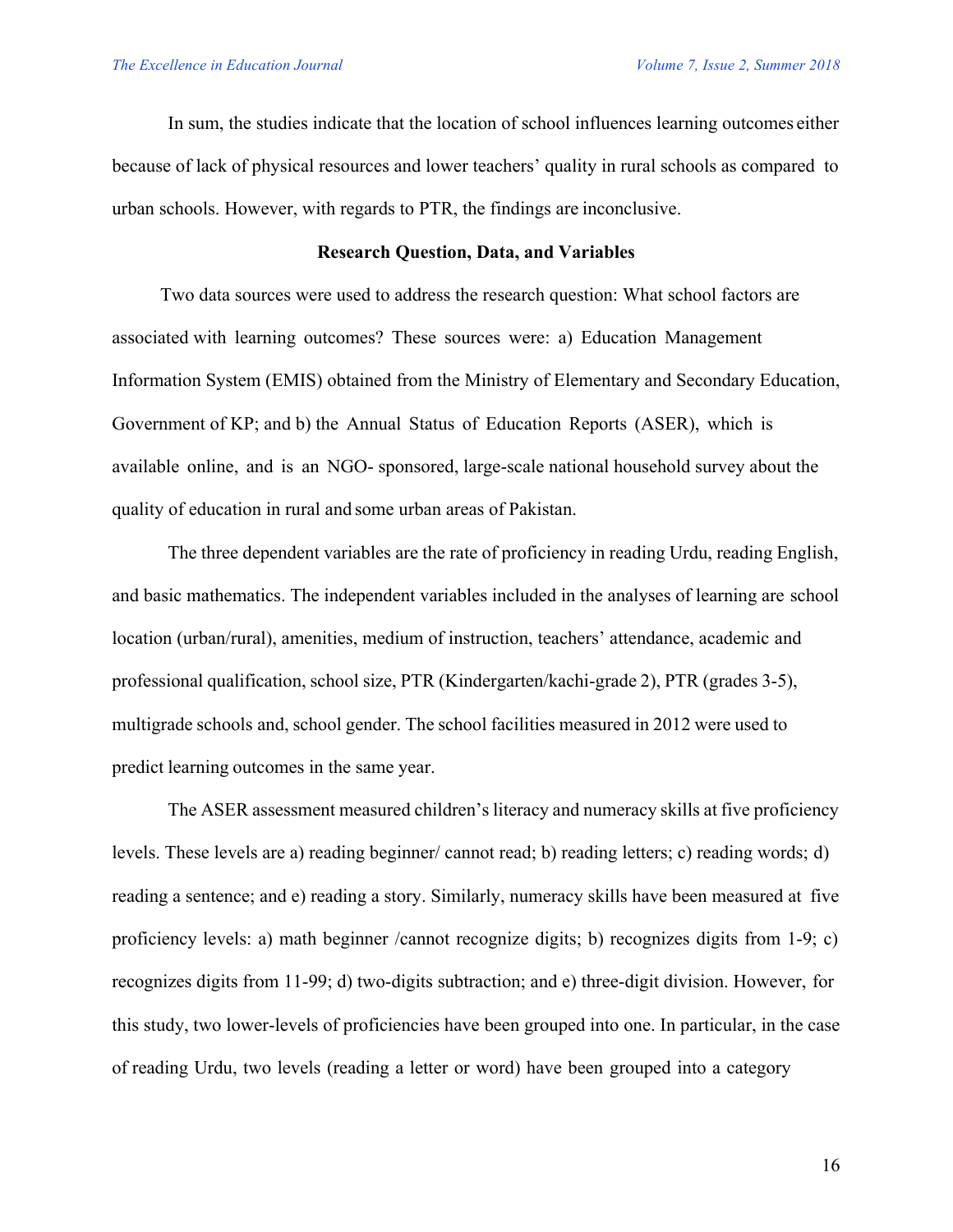In sum, the studies indicate that the location of school influences learning outcomes either because of lack of physical resources and lower teachers' quality in rural schools as compared to urban schools. However, with regards to PTR, the findings are inconclusive.

## Research Question, Data, and Variables

Two data sources were used to address the research question: What school factors are associated with learning outcomes? These sources were: a) Education Management Information System (EMIS) obtained from the Ministry of Elementary and Secondary Education, Government of KP; and b) the Annual Status of Education Reports (ASER), which is available online, and is an NGO- sponsored, large-scale national household survey about the quality of education in rural and some urban areas of Pakistan.

The three dependent variables are the rate of proficiency in reading Urdu, reading English, and basic mathematics. The independent variables included in the analyses of learning are school location (urban/rural), amenities, medium of instruction, teachers' attendance, academic and professional qualification, school size, PTR (Kindergarten/kachi-grade 2), PTR (grades 3-5), multigrade schools and, school gender. The school facilities measured in 2012 were used to predict learning outcomes in the same year.

The ASER assessment measured children's literacy and numeracy skills at five proficiency levels. These levels are a) reading beginner/ cannot read; b) reading letters; c) reading words; d) reading a sentence; and e) reading a story. Similarly, numeracy skills have been measured at five proficiency levels: a) math beginner /cannot recognize digits; b) recognizes digits from 1-9; c) recognizes digits from 11-99; d) two-digits subtraction; and e) three-digit division. However, for this study, two lower-levels of proficiencies have been grouped into one. In particular, in the case of reading Urdu, two levels (reading a letter or word) have been grouped into a category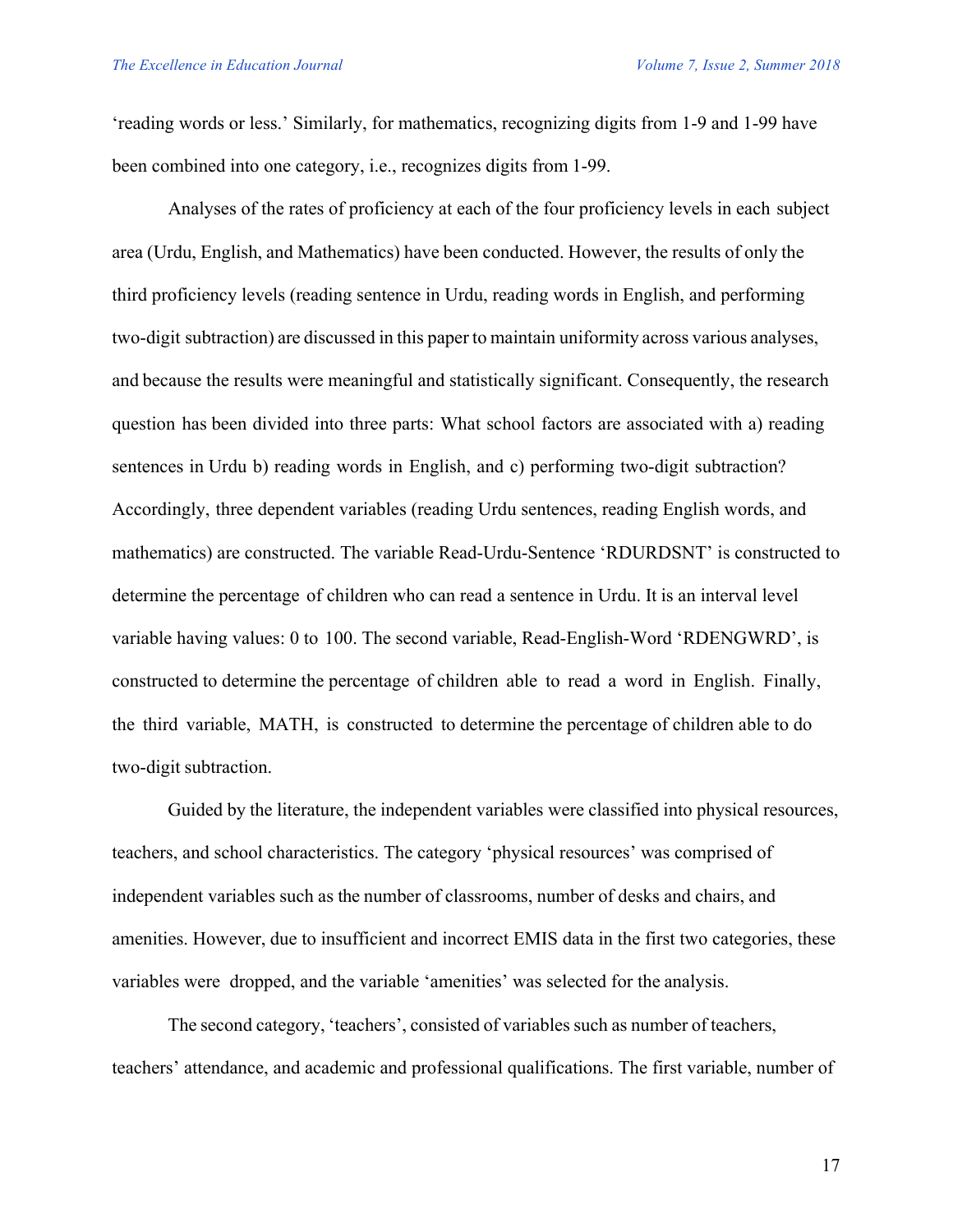'reading words or less.' Similarly, for mathematics, recognizing digits from 1-9 and 1-99 have been combined into one category, i.e., recognizes digits from 1-99.

Analyses of the rates of proficiency at each of the four proficiency levels in each subject area (Urdu, English, and Mathematics) have been conducted. However, the results of only the third proficiency levels (reading sentence in Urdu, reading words in English, and performing two-digit subtraction) are discussed in this paper to maintain uniformity across various analyses, and because the results were meaningful and statistically significant. Consequently, the research question has been divided into three parts: What school factors are associated with a) reading sentences in Urdu b) reading words in English, and c) performing two-digit subtraction? Accordingly, three dependent variables (reading Urdu sentences, reading English words, and mathematics) are constructed. The variable Read-Urdu-Sentence 'RDURDSNT' is constructed to determine the percentage of children who can read a sentence in Urdu. It is an interval level variable having values: 0 to 100. The second variable, Read-English-Word 'RDENGWRD', is constructed to determine the percentage of children able to read a word in English. Finally, the third variable, MATH, is constructed to determine the percentage of children able to do two-digit subtraction.

Guided by the literature, the independent variables were classified into physical resources, teachers, and school characteristics. The category 'physical resources' was comprised of independent variables such as the number of classrooms, number of desks and chairs, and amenities. However, due to insufficient and incorrect EMIS data in the first two categories, these variables were dropped, and the variable 'amenities' was selected for the analysis.

The second category, 'teachers', consisted of variables such as number of teachers, teachers' attendance, and academic and professional qualifications. The first variable, number of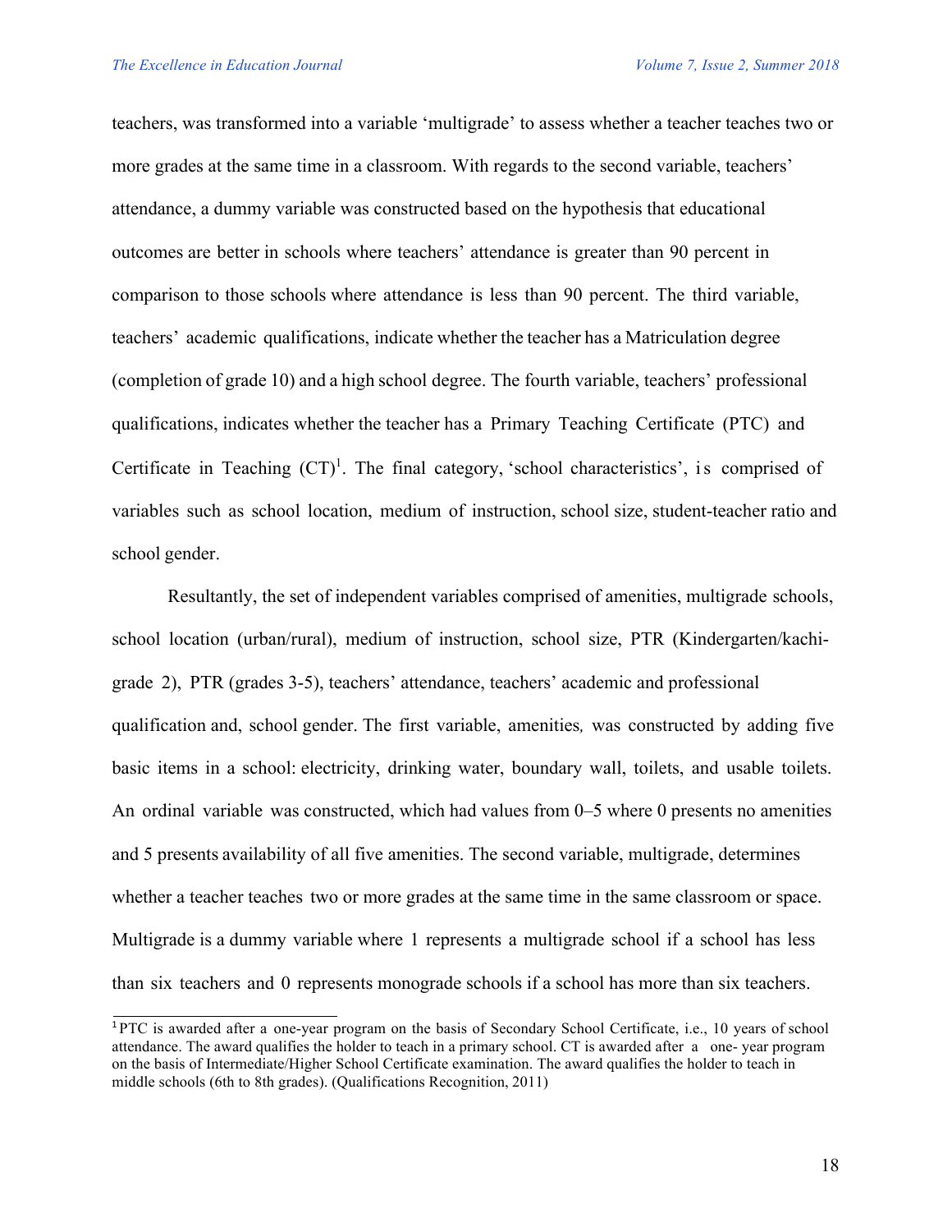teachers, was transformed into a variable 'multigrade' to assess whether a teacher teaches two or more grades at the same time in a classroom. With regards to the second variable, teachers' attendance, a dummy variable was constructed based on the hypothesis that educational outcomes are better in schools where teachers' attendance is greater than 90 percent in comparison to those schools where attendance is less than 90 percent. The third variable, teachers' academic qualifications, indicate whether the teacher has a Matriculation degree (completion of grade 10) and a high school degree. The fourth variable, teachers' professional qualifications, indicates whether the teacher has a Primary Teaching Certificate (PTC) and Certificate in Teaching (CT)[1]. The final category, 'school characteristics', is comprised of variables such as school location, medium of instruction, school size, student-teacher ratio and school gender.

Resultantly, the set of independent variables comprised of amenities, multigrade schools, school location (urban/rural), medium of instruction, school size, PTR (Kindergarten/kachi-grade 2), PTR (grades 3-5), teachers' attendance, teachers' academic and professional qualification and, school gender. The first variable, amenities*,* was constructed by adding five basic items in a school: electricity, drinking water, boundary wall, toilets, and usable toilets. An ordinal variable was constructed, which had values from 0–5 where 0 presents no amenities and 5 presents availability of all five amenities. The second variable, multigrade, determines whether a teacher teaches two or more grades at the same time in the same classroom or space. Multigrade is a dummy variable where 1 represents a multigrade school if a school has less than six teachers and 0 represents monograde schools if a school has more than six teachers.

---

[1] PTC is awarded after a one-year program on the basis of Secondary School Certificate, i.e., 10 years of school attendance. The award qualifies the holder to teach in a primary school. CT is awarded after a one- year program on the basis of Intermediate/Higher School Certificate examination. The award qualifies the holder to teach in middle schools (6th to 8th grades). (Qualifications Recognition, 2011)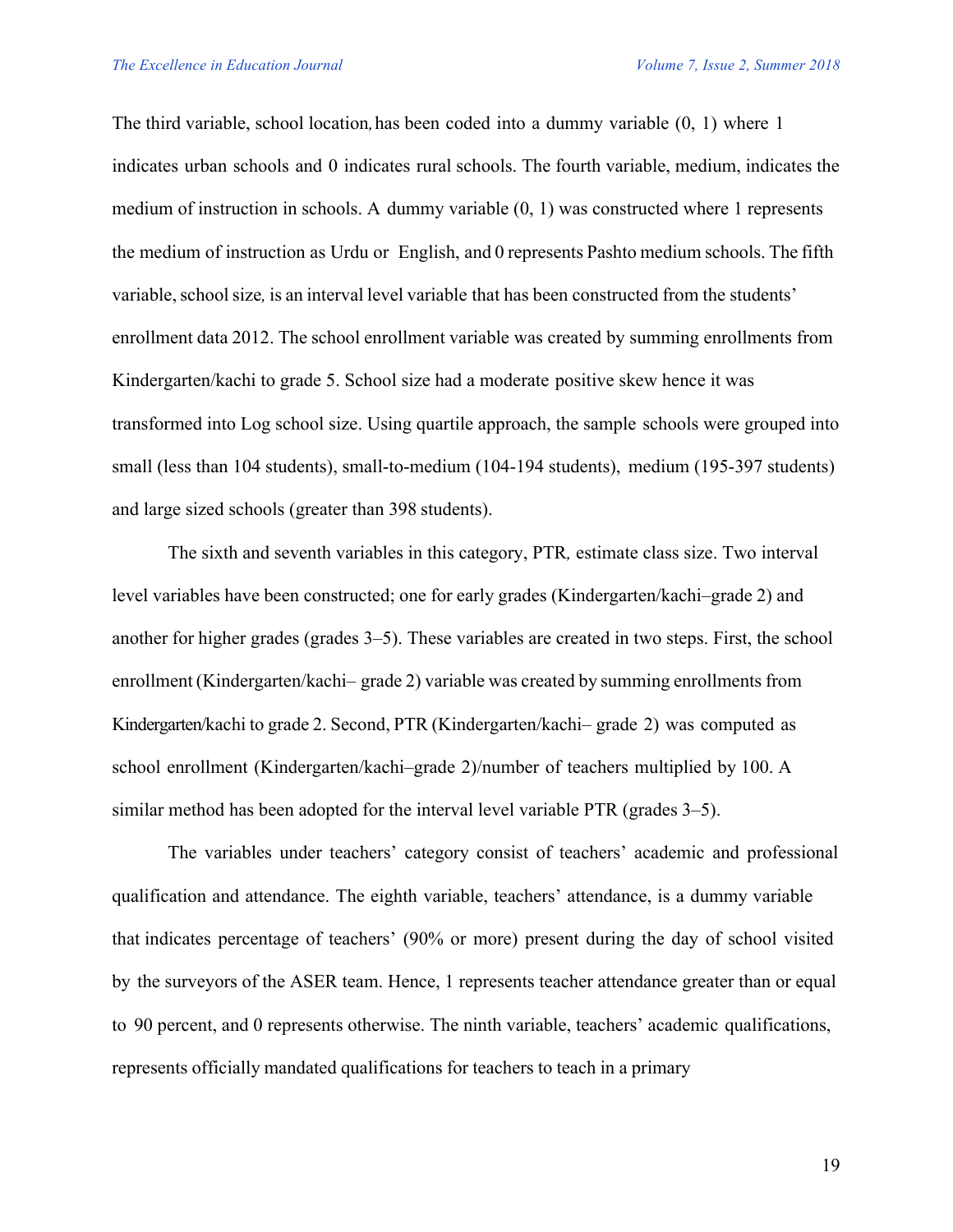The third variable, school location, has been coded into a dummy variable (0, 1) where 1 indicates urban schools and 0 indicates rural schools. The fourth variable, medium, indicates the medium of instruction in schools. A dummy variable (0, 1) was constructed where 1 represents the medium of instruction as Urdu or English, and 0 represents Pashto medium schools. The fifth variable, school size, is an interval level variable that has been constructed from the students' enrollment data 2012. The school enrollment variable was created by summing enrollments from Kindergarten/kachi to grade 5. School size had a moderate positive skew hence it was transformed into Log school size. Using quartile approach, the sample schools were grouped into small (less than 104 students), small-to-medium (104-194 students), medium (195-397 students) and large sized schools (greater than 398 students).

The sixth and seventh variables in this category, PTR, estimate class size. Two interval level variables have been constructed; one for early grades (Kindergarten/kachi–grade 2) and another for higher grades (grades 3–5). These variables are created in two steps. First, the school enrollment (Kindergarten/kachi– grade 2) variable was created by summing enrollments from Kindergarten/kachi to grade 2. Second, PTR (Kindergarten/kachi– grade 2) was computed as school enrollment (Kindergarten/kachi–grade 2)/number of teachers multiplied by 100. A similar method has been adopted for the interval level variable PTR (grades 3–5).

The variables under teachers' category consist of teachers' academic and professional qualification and attendance. The eighth variable, teachers' attendance, is a dummy variable that indicates percentage of teachers' (90% or more) present during the day of school visited by the surveyors of the ASER team. Hence, 1 represents teacher attendance greater than or equal to 90 percent, and 0 represents otherwise. The ninth variable, teachers' academic qualifications, represents officially mandated qualifications for teachers to teach in a primary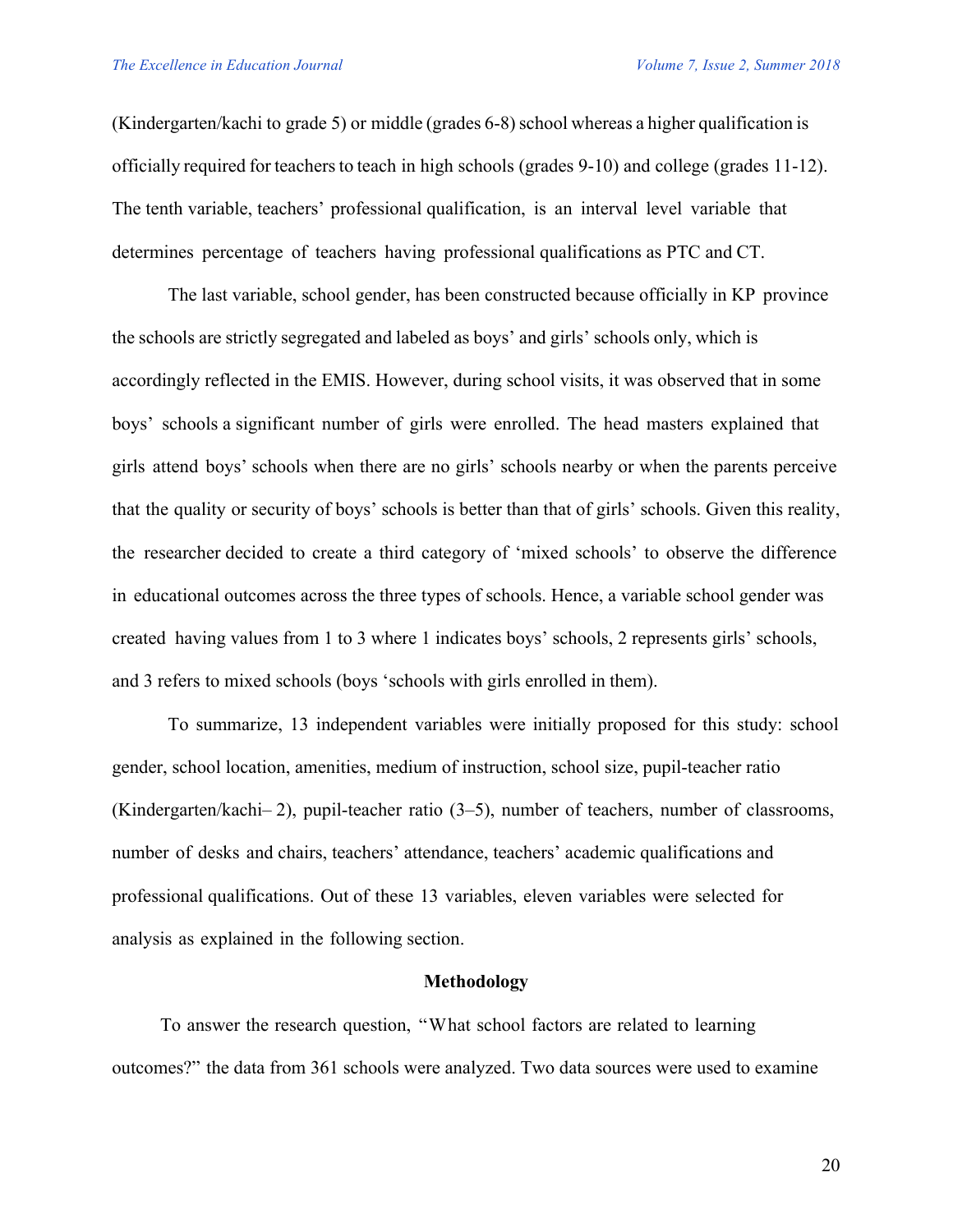(Kindergarten/kachi to grade 5) or middle (grades 6-8) school whereas a higher qualification is officially required for teachers to teach in high schools (grades 9-10) and college (grades 11-12). The tenth variable, teachers' professional qualification, is an interval level variable that determines percentage of teachers having professional qualifications as PTC and CT.

The last variable, school gender, has been constructed because officially in KP province the schools are strictly segregated and labeled as boys' and girls' schools only, which is accordingly reflected in the EMIS. However, during school visits, it was observed that in some boys' schools a significant number of girls were enrolled. The head masters explained that girls attend boys' schools when there are no girls' schools nearby or when the parents perceive that the quality or security of boys' schools is better than that of girls' schools. Given this reality, the researcher decided to create a third category of 'mixed schools' to observe the difference in educational outcomes across the three types of schools. Hence, a variable school gender was created having values from 1 to 3 where 1 indicates boys' schools, 2 represents girls' schools, and 3 refers to mixed schools (boys 'schools with girls enrolled in them).

To summarize, 13 independent variables were initially proposed for this study: school gender, school location, amenities, medium of instruction, school size, pupil-teacher ratio (Kindergarten/kachi– 2), pupil-teacher ratio (3–5), number of teachers, number of classrooms, number of desks and chairs, teachers' attendance, teachers' academic qualifications and professional qualifications. Out of these 13 variables, eleven variables were selected for analysis as explained in the following section.

## Methodology

To answer the research question, "What school factors are related to learning outcomes?" the data from 361 schools were analyzed. Two data sources were used to examine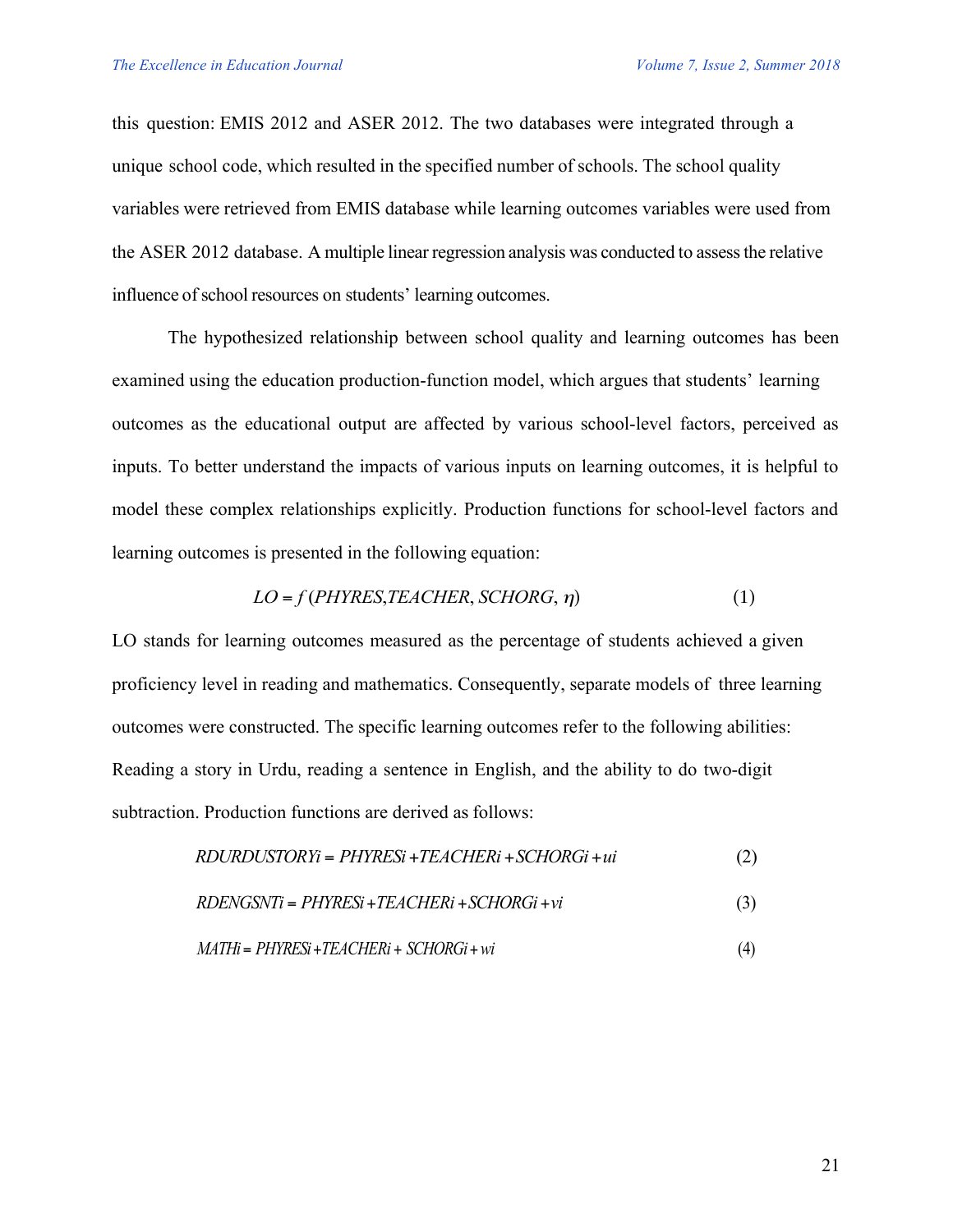this question: EMIS 2012 and ASER 2012. The two databases were integrated through a unique school code, which resulted in the specified number of schools. The school quality variables were retrieved from EMIS database while learning outcomes variables were used from the ASER 2012 database. A multiple linear regression analysis was conducted to assess the relative influence of school resources on students' learning outcomes.

The hypothesized relationship between school quality and learning outcomes has been examined using the education production-function model, which argues that students' learning outcomes as the educational output are affected by various school-level factors, perceived as inputs. To better understand the impacts of various inputs on learning outcomes, it is helpful to model these complex relationships explicitly. Production functions for school-level factors and learning outcomes is presented in the following equation:

$$LO = f\,(PHYRES, TEACHER, SCHORG, \eta) \qquad (1)$$

LO stands for learning outcomes measured as the percentage of students achieved a given proficiency level in reading and mathematics. Consequently, separate models of three learning outcomes were constructed. The specific learning outcomes refer to the following abilities: Reading a story in Urdu, reading a sentence in English, and the ability to do two-digit subtraction. Production functions are derived as follows:

$$RDURDUSTORYi = PHYRESi + TEACHERi + SCHORGi + ui \qquad (2)$$

$$RDENGSNTi = PHYRESi + TEACHERi + SCHORGi + vi \qquad (3)$$

$$MATHi = PHYRESi + TEACHERi + SCHORGi + wi \qquad (4)$$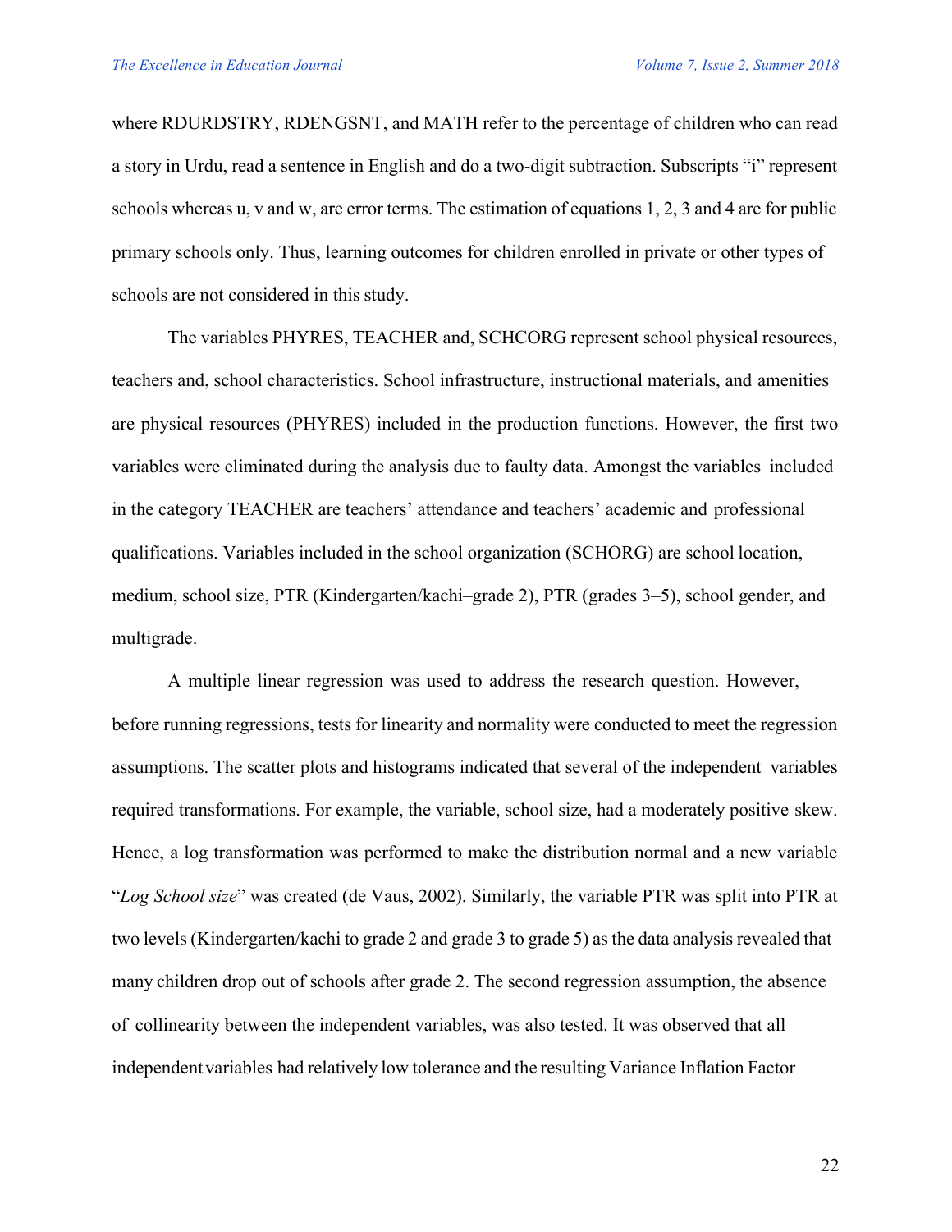where RDURDSTRY, RDENGSNT, and MATH refer to the percentage of children who can read a story in Urdu, read a sentence in English and do a two-digit subtraction. Subscripts "i" represent schools whereas u, v and w, are error terms. The estimation of equations 1, 2, 3 and 4 are for public primary schools only. Thus, learning outcomes for children enrolled in private or other types of schools are not considered in this study.

The variables PHYRES, TEACHER and, SCHCORG represent school physical resources, teachers and, school characteristics. School infrastructure, instructional materials, and amenities are physical resources (PHYRES) included in the production functions. However, the first two variables were eliminated during the analysis due to faulty data. Amongst the variables included in the category TEACHER are teachers' attendance and teachers' academic and professional qualifications. Variables included in the school organization (SCHORG) are school location, medium, school size, PTR (Kindergarten/kachi–grade 2), PTR (grades 3–5), school gender, and multigrade.

A multiple linear regression was used to address the research question. However, before running regressions, tests for linearity and normality were conducted to meet the regression assumptions. The scatter plots and histograms indicated that several of the independent variables required transformations. For example, the variable, school size, had a moderately positive skew. Hence, a log transformation was performed to make the distribution normal and a new variable "*Log School size*" was created (de Vaus, 2002). Similarly, the variable PTR was split into PTR at two levels (Kindergarten/kachi to grade 2 and grade 3 to grade 5) as the data analysis revealed that many children drop out of schools after grade 2. The second regression assumption, the absence of collinearity between the independent variables, was also tested. It was observed that all independent variables had relatively low tolerance and the resulting Variance Inflation Factor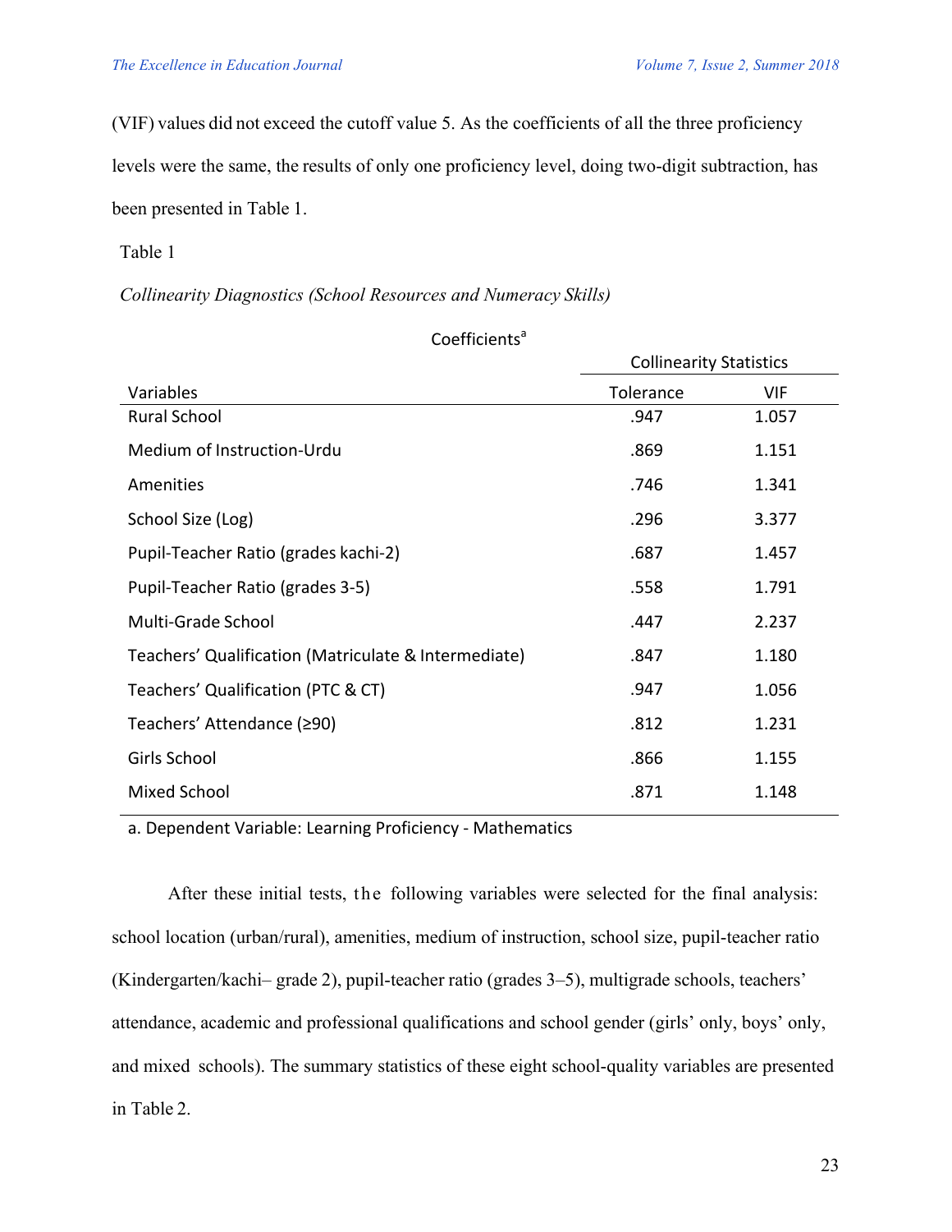(VIF) values did not exceed the cutoff value 5. As the coefficients of all the three proficiency levels were the same, the results of only one proficiency level, doing two-digit subtraction, has been presented in Table 1.

Table 1

*Collinearity Diagnostics (School Resources and Numeracy Skills)*

Coefficients[a]

| | Collinearity Statistics | |
|---|---|---|
| Variables | Tolerance | VIF |
| Rural School | .947 | 1.057 |
| Medium of Instruction-Urdu | .869 | 1.151 |
| Amenities | .746 | 1.341 |
| School Size (Log) | .296 | 3.377 |
| Pupil-Teacher Ratio (grades kachi-2) | .687 | 1.457 |
| Pupil-Teacher Ratio (grades 3-5) | .558 | 1.791 |
| Multi-Grade School | .447 | 2.237 |
| Teachers' Qualification (Matriculate & Intermediate) | .847 | 1.180 |
| Teachers' Qualification (PTC & CT) | .947 | 1.056 |
| Teachers' Attendance (≥90) | .812 | 1.231 |
| Girls School | .866 | 1.155 |
| Mixed School | .871 | 1.148 |

a. Dependent Variable: Learning Proficiency - Mathematics

After these initial tests, the following variables were selected for the final analysis: school location (urban/rural), amenities, medium of instruction, school size, pupil-teacher ratio (Kindergarten/kachi– grade 2), pupil-teacher ratio (grades 3–5), multigrade schools, teachers' attendance, academic and professional qualifications and school gender (girls' only, boys' only, and mixed schools). The summary statistics of these eight school-quality variables are presented in Table 2.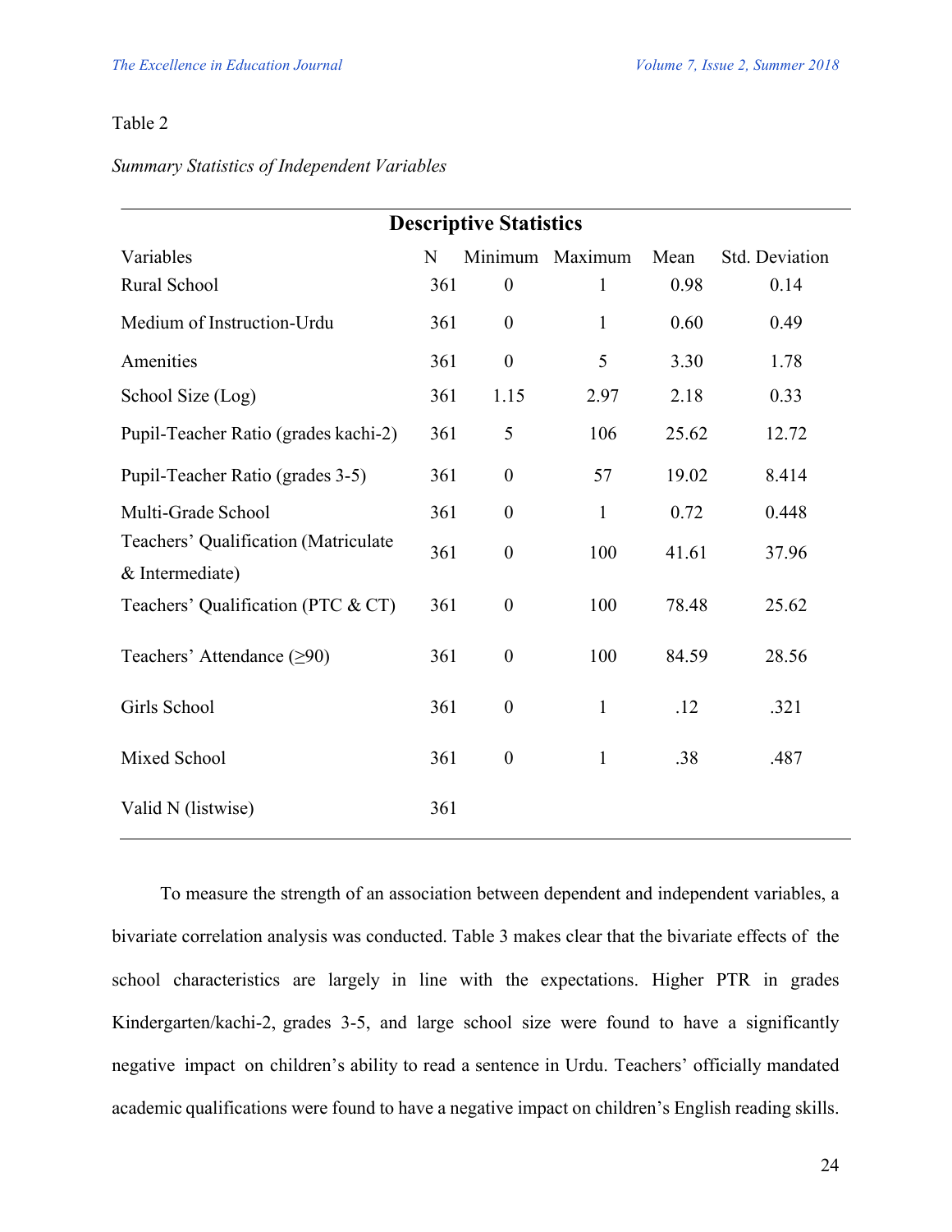Table 2

*Summary Statistics of Independent Variables*

| Descriptive Statistics | | | | | |
|---|---|---|---|---|---|
| Variables | N | Minimum | Maximum | Mean | Std. Deviation |
| Rural School | 361 | 0 | 1 | 0.98 | 0.14 |
| Medium of Instruction-Urdu | 361 | 0 | 1 | 0.60 | 0.49 |
| Amenities | 361 | 0 | 5 | 3.30 | 1.78 |
| School Size (Log) | 361 | 1.15 | 2.97 | 2.18 | 0.33 |
| Pupil-Teacher Ratio (grades kachi-2) | 361 | 5 | 106 | 25.62 | 12.72 |
| Pupil-Teacher Ratio (grades 3-5) | 361 | 0 | 57 | 19.02 | 8.414 |
| Multi-Grade School | 361 | 0 | 1 | 0.72 | 0.448 |
| Teachers' Qualification (Matriculate & Intermediate) | 361 | 0 | 100 | 41.61 | 37.96 |
| Teachers' Qualification (PTC & CT) | 361 | 0 | 100 | 78.48 | 25.62 |
| Teachers' Attendance (≥90) | 361 | 0 | 100 | 84.59 | 28.56 |
| Girls School | 361 | 0 | 1 | .12 | .321 |
| Mixed School | 361 | 0 | 1 | .38 | .487 |
| Valid N (listwise) | 361 | | | | |

To measure the strength of an association between dependent and independent variables, a bivariate correlation analysis was conducted. Table 3 makes clear that the bivariate effects of the school characteristics are largely in line with the expectations. Higher PTR in grades Kindergarten/kachi-2, grades 3-5, and large school size were found to have a significantly negative impact on children's ability to read a sentence in Urdu. Teachers' officially mandated academic qualifications were found to have a negative impact on children's English reading skills.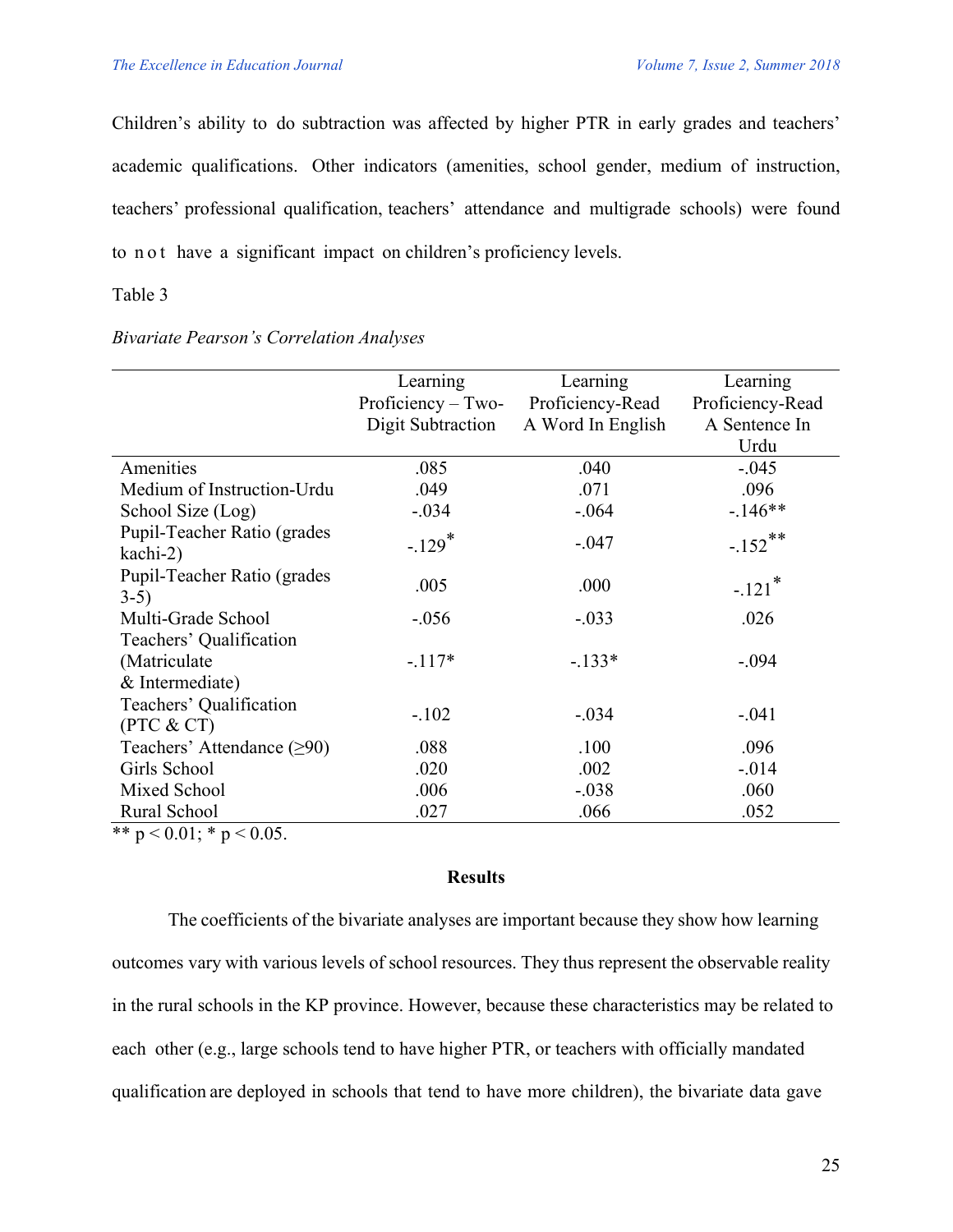Children's ability to do subtraction was affected by higher PTR in early grades and teachers' academic qualifications. Other indicators (amenities, school gender, medium of instruction, teachers' professional qualification, teachers' attendance and multigrade schools) were found to not have a significant impact on children's proficiency levels.

Table 3

*Bivariate Pearson's Correlation Analyses*

| | Learning Proficiency – Two-Digit Subtraction | Learning Proficiency-Read A Word In English | Learning Proficiency-Read A Sentence In Urdu |
|---|---|---|---|
| Amenities | .085 | .040 | -.045 |
| Medium of Instruction-Urdu | .049 | .071 | .096 |
| School Size (Log) | -.034 | -.064 | -.146** |
| Pupil-Teacher Ratio (grades kachi-2) | -.129* | -.047 | -.152** |
| Pupil-Teacher Ratio (grades 3-5) | .005 | .000 | -.121* |
| Multi-Grade School | -.056 | -.033 | .026 |
| Teachers' Qualification (Matriculate & Intermediate) | -.117* | -.133* | -.094 |
| Teachers' Qualification (PTC & CT) | -.102 | -.034 | -.041 |
| Teachers' Attendance (≥90) | .088 | .100 | .096 |
| Girls School | .020 | .002 | -.014 |
| Mixed School | .006 | -.038 | .060 |
| Rural School | .027 | .066 | .052 |

** $p < 0.01$; * $p < 0.05$.

## Results

The coefficients of the bivariate analyses are important because they show how learning outcomes vary with various levels of school resources. They thus represent the observable reality in the rural schools in the KP province. However, because these characteristics may be related to each other (e.g., large schools tend to have higher PTR, or teachers with officially mandated qualification are deployed in schools that tend to have more children), the bivariate data gave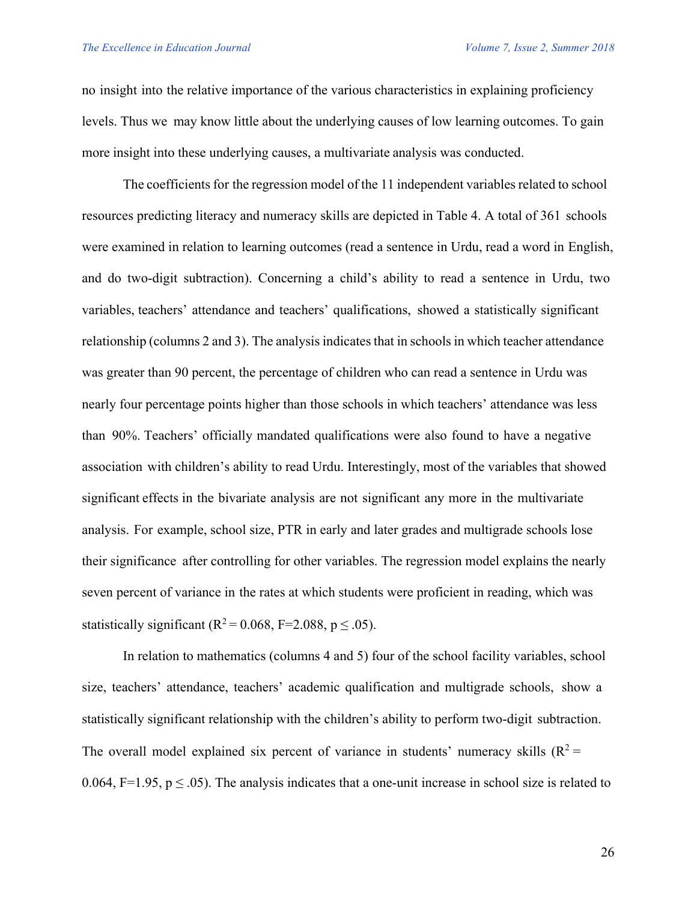no insight into the relative importance of the various characteristics in explaining proficiency levels. Thus we may know little about the underlying causes of low learning outcomes. To gain more insight into these underlying causes, a multivariate analysis was conducted.

The coefficients for the regression model of the 11 independent variables related to school resources predicting literacy and numeracy skills are depicted in Table 4. A total of 361 schools were examined in relation to learning outcomes (read a sentence in Urdu, read a word in English, and do two-digit subtraction). Concerning a child's ability to read a sentence in Urdu, two variables, teachers' attendance and teachers' qualifications, showed a statistically significant relationship (columns 2 and 3). The analysis indicates that in schools in which teacher attendance was greater than 90 percent, the percentage of children who can read a sentence in Urdu was nearly four percentage points higher than those schools in which teachers' attendance was less than 90%. Teachers' officially mandated qualifications were also found to have a negative association with children's ability to read Urdu. Interestingly, most of the variables that showed significant effects in the bivariate analysis are not significant any more in the multivariate analysis. For example, school size, PTR in early and later grades and multigrade schools lose their significance after controlling for other variables. The regression model explains the nearly seven percent of variance in the rates at which students were proficient in reading, which was statistically significant ($R^2 = 0.068$, $F=2.088$, $p \leq .05$).

In relation to mathematics (columns 4 and 5) four of the school facility variables, school size, teachers' attendance, teachers' academic qualification and multigrade schools, show a statistically significant relationship with the children's ability to perform two-digit subtraction. The overall model explained six percent of variance in students' numeracy skills ($R^2 = 0.064$, $F=1.95$, $p \leq .05$). The analysis indicates that a one-unit increase in school size is related to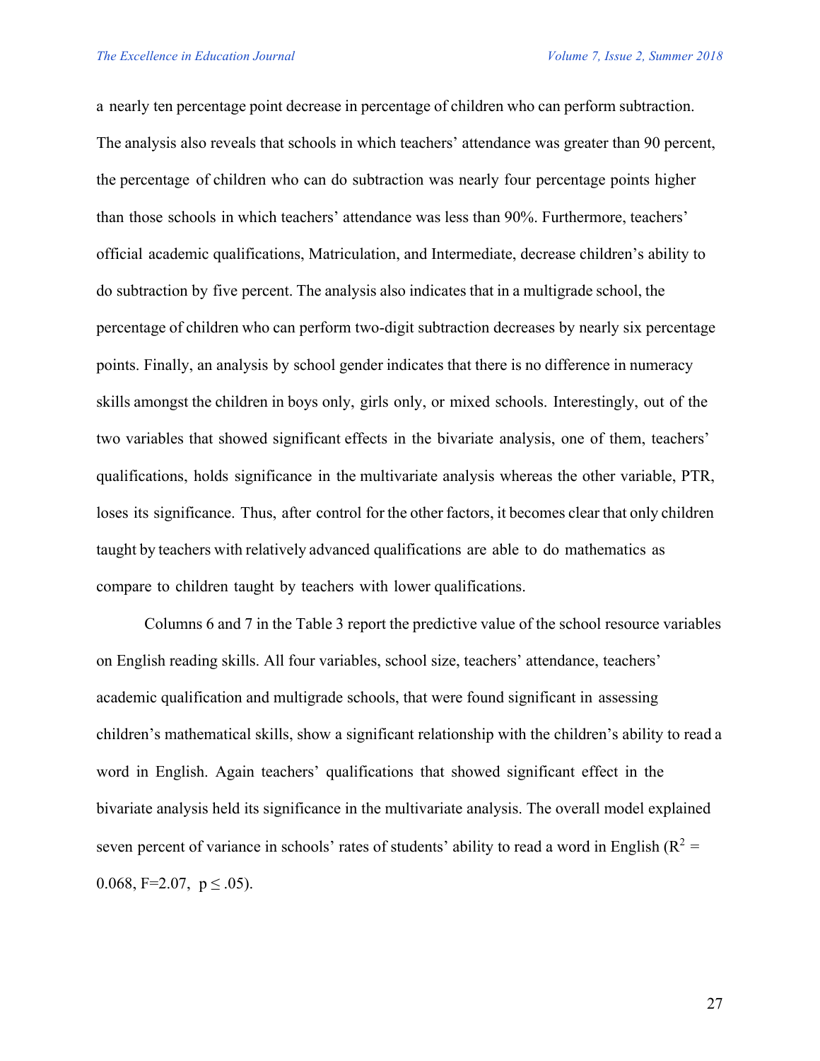a nearly ten percentage point decrease in percentage of children who can perform subtraction. The analysis also reveals that schools in which teachers' attendance was greater than 90 percent, the percentage of children who can do subtraction was nearly four percentage points higher than those schools in which teachers' attendance was less than 90%. Furthermore, teachers' official academic qualifications, Matriculation, and Intermediate, decrease children's ability to do subtraction by five percent. The analysis also indicates that in a multigrade school, the percentage of children who can perform two-digit subtraction decreases by nearly six percentage points. Finally, an analysis by school gender indicates that there is no difference in numeracy skills amongst the children in boys only, girls only, or mixed schools. Interestingly, out of the two variables that showed significant effects in the bivariate analysis, one of them, teachers' qualifications, holds significance in the multivariate analysis whereas the other variable, PTR, loses its significance. Thus, after control for the other factors, it becomes clear that only children taught by teachers with relatively advanced qualifications are able to do mathematics as compare to children taught by teachers with lower qualifications.

Columns 6 and 7 in the Table 3 report the predictive value of the school resource variables on English reading skills. All four variables, school size, teachers' attendance, teachers' academic qualification and multigrade schools, that were found significant in assessing children's mathematical skills, show a significant relationship with the children's ability to read a word in English. Again teachers' qualifications that showed significant effect in the bivariate analysis held its significance in the multivariate analysis. The overall model explained seven percent of variance in schools' rates of students' ability to read a word in English ($R^2$ = 0.068, F=2.07, $p \leq .05$).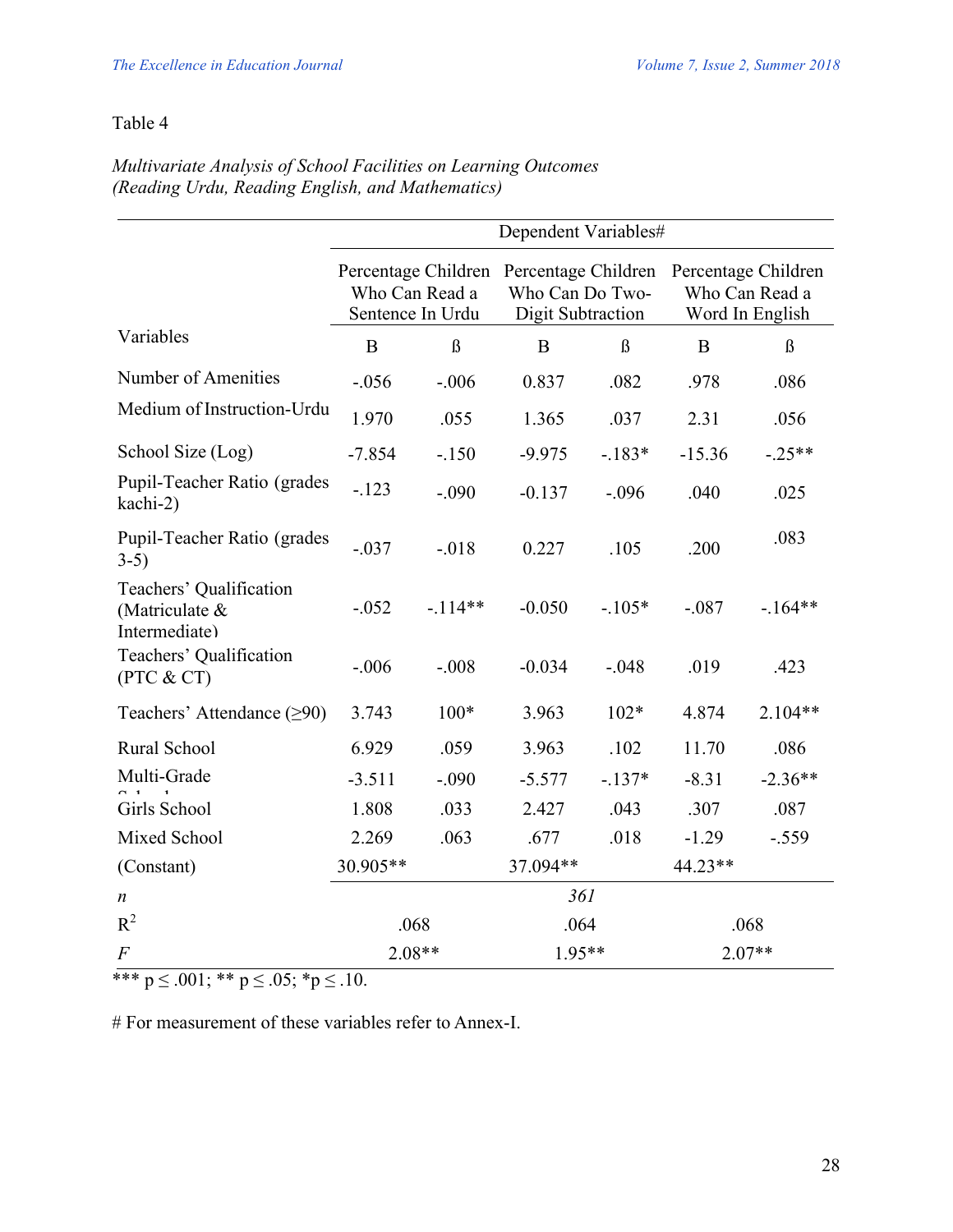Table 4

*Multivariate Analysis of School Facilities on Learning Outcomes (Reading Urdu, Reading English, and Mathematics)*

| Variables | Dependent Variables# | | | | | |
|---|---|---|---|---|---|---|
| | Percentage Children Who Can Read a Sentence In Urdu | | Percentage Children Who Can Do Two-Digit Subtraction | | Percentage Children Who Can Read a Word In English | |
| | B | ß | B | ß | B | ß |
| Number of Amenities | -.056 | -.006 | 0.837 | .082 | .978 | .086 |
| Medium of Instruction-Urdu | 1.970 | .055 | 1.365 | .037 | 2.31 | .056 |
| School Size (Log) | -7.854 | -.150 | -9.975 | -.183* | -15.36 | -.25** |
| Pupil-Teacher Ratio (grades kachi-2) | -.123 | -.090 | -0.137 | -.096 | .040 | .025 |
| Pupil-Teacher Ratio (grades 3-5) | -.037 | -.018 | 0.227 | .105 | .200 | .083 |
| Teachers' Qualification (Matriculate & Intermediate) | -.052 | -.114** | -0.050 | -.105* | -.087 | -.164** |
| Teachers' Qualification (PTC & CT) | -.006 | -.008 | -0.034 | -.048 | .019 | .423 |
| Teachers' Attendance (≥90) | 3.743 | 100* | 3.963 | 102* | 4.874 | 2.104** |
| Rural School | 6.929 | .059 | 3.963 | .102 | 11.70 | .086 |
| Multi-Grade School | -3.511 | -.090 | -5.577 | -.137* | -8.31 | -2.36** |
| Girls School | 1.808 | .033 | 2.427 | .043 | .307 | .087 |
| Mixed School | 2.269 | .063 | .677 | .018 | -1.29 | -.559 |
| (Constant) | 30.905** | | 37.094** | | 44.23** | |
| *n* | | | *361* | | | |
| $R^2$ | .068 | | .064 | | .068 | |
| *F* | 2.08** | | 1.95** | | 2.07** | |

*** $p \leq .001$; ** $p \leq .05$; *$p \leq .10$.

# For measurement of these variables refer to Annex-I.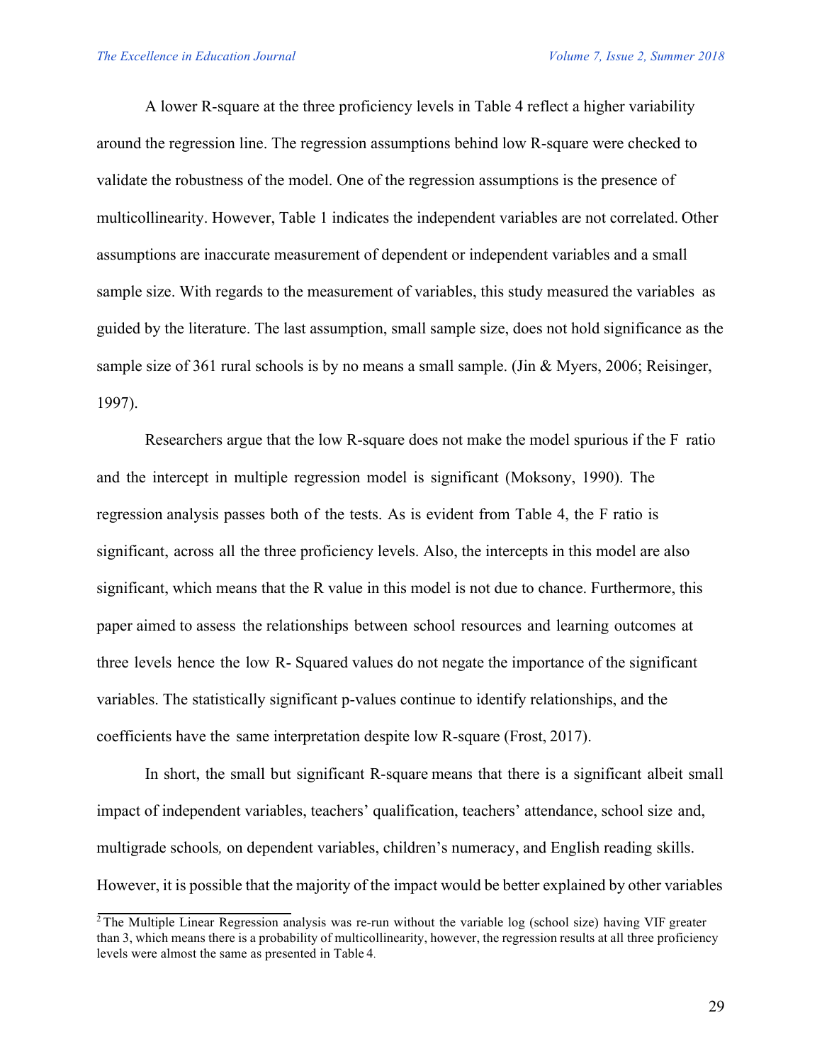A lower R-square at the three proficiency levels in Table 4 reflect a higher variability around the regression line. The regression assumptions behind low R-square were checked to validate the robustness of the model. One of the regression assumptions is the presence of multicollinearity. However, Table 1 indicates the independent variables are not correlated. Other assumptions are inaccurate measurement of dependent or independent variables and a small sample size. With regards to the measurement of variables, this study measured the variables as guided by the literature. The last assumption, small sample size, does not hold significance as the sample size of 361 rural schools is by no means a small sample. (Jin & Myers, 2006; Reisinger, 1997).

Researchers argue that the low R-square does not make the model spurious if the F ratio and the intercept in multiple regression model is significant (Moksony, 1990). The regression analysis passes both of the tests. As is evident from Table 4, the F ratio is significant, across all the three proficiency levels. Also, the intercepts in this model are also significant, which means that the R value in this model is not due to chance. Furthermore, this paper aimed to assess the relationships between school resources and learning outcomes at three levels hence the low R- Squared values do not negate the importance of the significant variables. The statistically significant p-values continue to identify relationships, and the coefficients have the same interpretation despite low R-square (Frost, 2017).

In short, the small but significant R-square means that there is a significant albeit small impact of independent variables, teachers' qualification, teachers' attendance, school size and, multigrade schools*,* on dependent variables, children's numeracy, and English reading skills. However, it is possible that the majority of the impact would be better explained by other variables

[2] The Multiple Linear Regression analysis was re-run without the variable log (school size) having VIF greater than 3, which means there is a probability of multicollinearity, however, the regression results at all three proficiency levels were almost the same as presented in Table 4.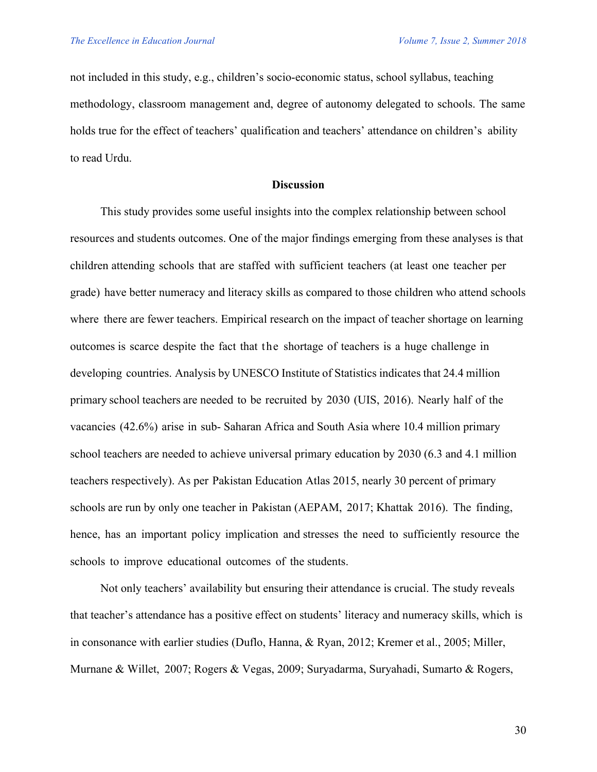not included in this study, e.g., children's socio-economic status, school syllabus, teaching methodology, classroom management and, degree of autonomy delegated to schools. The same holds true for the effect of teachers' qualification and teachers' attendance on children's ability to read Urdu.

## Discussion

This study provides some useful insights into the complex relationship between school resources and students outcomes. One of the major findings emerging from these analyses is that children attending schools that are staffed with sufficient teachers (at least one teacher per grade) have better numeracy and literacy skills as compared to those children who attend schools where there are fewer teachers. Empirical research on the impact of teacher shortage on learning outcomes is scarce despite the fact that the shortage of teachers is a huge challenge in developing countries. Analysis by UNESCO Institute of Statistics indicates that 24.4 million primary school teachers are needed to be recruited by 2030 (UIS, 2016). Nearly half of the vacancies (42.6%) arise in sub- Saharan Africa and South Asia where 10.4 million primary school teachers are needed to achieve universal primary education by 2030 (6.3 and 4.1 million teachers respectively). As per Pakistan Education Atlas 2015, nearly 30 percent of primary schools are run by only one teacher in Pakistan (AEPAM, 2017; Khattak 2016). The finding, hence, has an important policy implication and stresses the need to sufficiently resource the schools to improve educational outcomes of the students.

Not only teachers' availability but ensuring their attendance is crucial. The study reveals that teacher's attendance has a positive effect on students' literacy and numeracy skills, which is in consonance with earlier studies (Duflo, Hanna, & Ryan, 2012; Kremer et al., 2005; Miller, Murnane & Willet, 2007; Rogers & Vegas, 2009; Suryadarma, Suryahadi, Sumarto & Rogers,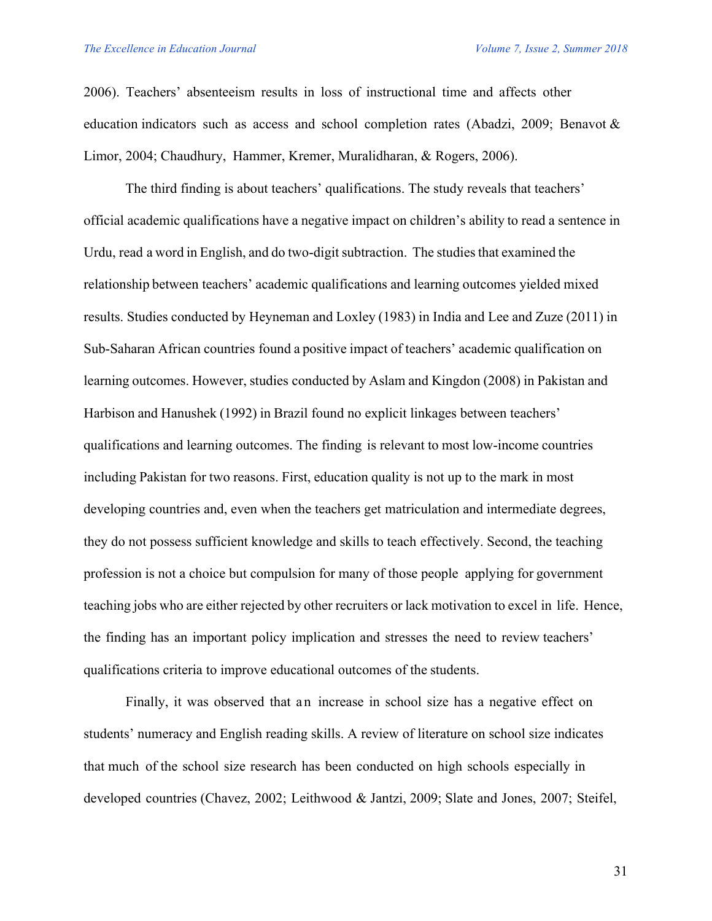2006). Teachers' absenteeism results in loss of instructional time and affects other education indicators such as access and school completion rates (Abadzi, 2009; Benavot & Limor, 2004; Chaudhury, Hammer, Kremer, Muralidharan, & Rogers, 2006).

The third finding is about teachers' qualifications. The study reveals that teachers' official academic qualifications have a negative impact on children's ability to read a sentence in Urdu, read a word in English, and do two-digit subtraction. The studies that examined the relationship between teachers' academic qualifications and learning outcomes yielded mixed results. Studies conducted by Heyneman and Loxley (1983) in India and Lee and Zuze (2011) in Sub-Saharan African countries found a positive impact of teachers' academic qualification on learning outcomes. However, studies conducted by Aslam and Kingdon (2008) in Pakistan and Harbison and Hanushek (1992) in Brazil found no explicit linkages between teachers' qualifications and learning outcomes. The finding is relevant to most low-income countries including Pakistan for two reasons. First, education quality is not up to the mark in most developing countries and, even when the teachers get matriculation and intermediate degrees, they do not possess sufficient knowledge and skills to teach effectively. Second, the teaching profession is not a choice but compulsion for many of those people applying for government teaching jobs who are either rejected by other recruiters or lack motivation to excel in life. Hence, the finding has an important policy implication and stresses the need to review teachers' qualifications criteria to improve educational outcomes of the students.

Finally, it was observed that an increase in school size has a negative effect on students' numeracy and English reading skills. A review of literature on school size indicates that much of the school size research has been conducted on high schools especially in developed countries (Chavez, 2002; Leithwood & Jantzi, 2009; Slate and Jones, 2007; Steifel,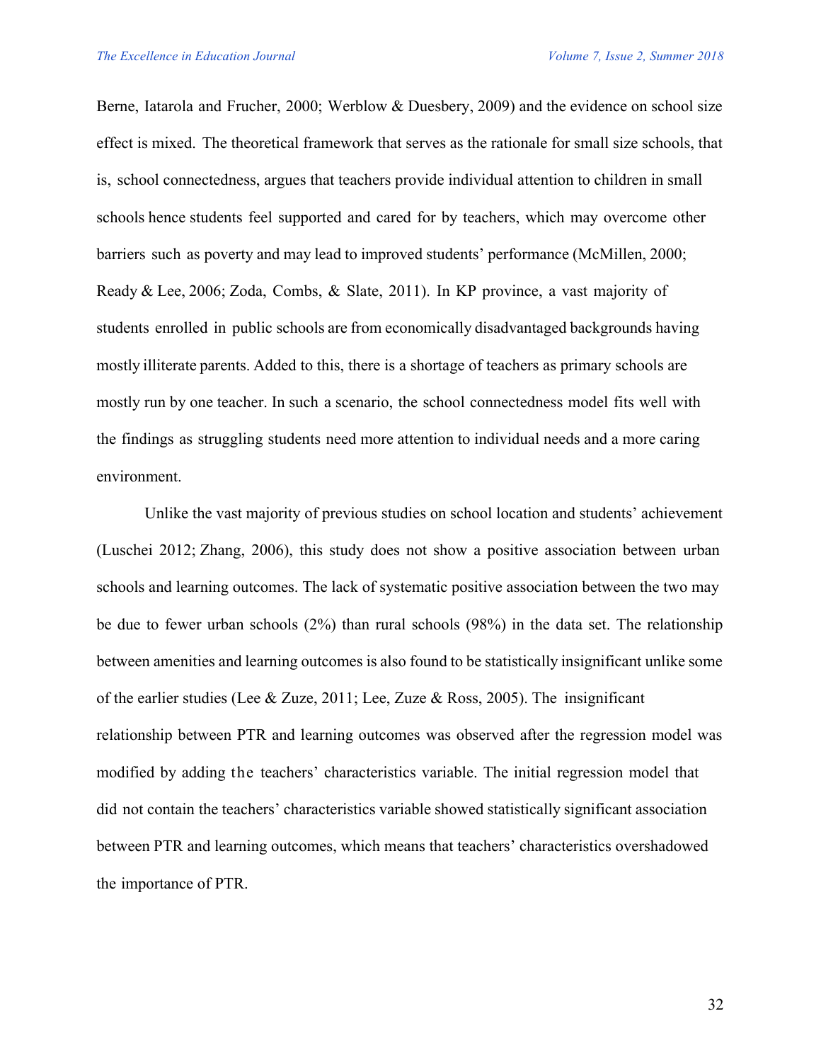Berne, Iatarola and Frucher, 2000; Werblow & Duesbery, 2009) and the evidence on school size effect is mixed. The theoretical framework that serves as the rationale for small size schools, that is, school connectedness, argues that teachers provide individual attention to children in small schools hence students feel supported and cared for by teachers, which may overcome other barriers such as poverty and may lead to improved students' performance (McMillen, 2000; Ready & Lee, 2006; Zoda, Combs, & Slate, 2011). In KP province, a vast majority of students enrolled in public schools are from economically disadvantaged backgrounds having mostly illiterate parents. Added to this, there is a shortage of teachers as primary schools are mostly run by one teacher. In such a scenario, the school connectedness model fits well with the findings as struggling students need more attention to individual needs and a more caring environment.

Unlike the vast majority of previous studies on school location and students' achievement (Luschei 2012; Zhang, 2006), this study does not show a positive association between urban schools and learning outcomes. The lack of systematic positive association between the two may be due to fewer urban schools (2%) than rural schools (98%) in the data set. The relationship between amenities and learning outcomes is also found to be statistically insignificant unlike some of the earlier studies (Lee & Zuze, 2011; Lee, Zuze & Ross, 2005). The insignificant relationship between PTR and learning outcomes was observed after the regression model was modified by adding the teachers' characteristics variable. The initial regression model that did not contain the teachers' characteristics variable showed statistically significant association between PTR and learning outcomes, which means that teachers' characteristics overshadowed the importance of PTR.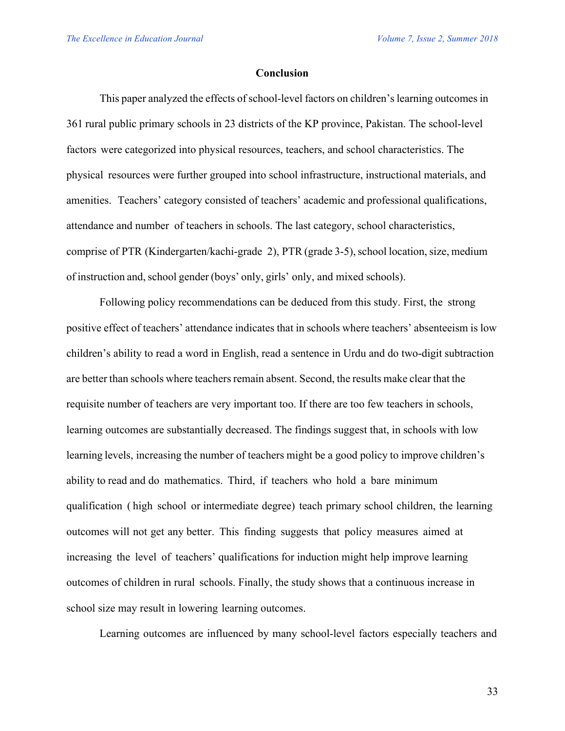## Conclusion

This paper analyzed the effects of school-level factors on children's learning outcomes in 361 rural public primary schools in 23 districts of the KP province, Pakistan. The school-level factors were categorized into physical resources, teachers, and school characteristics. The physical resources were further grouped into school infrastructure, instructional materials, and amenities. Teachers' category consisted of teachers' academic and professional qualifications, attendance and number of teachers in schools. The last category, school characteristics, comprise of PTR (Kindergarten/kachi-grade 2), PTR (grade 3-5), school location, size, medium of instruction and, school gender (boys' only, girls' only, and mixed schools).

Following policy recommendations can be deduced from this study. First, the strong positive effect of teachers' attendance indicates that in schools where teachers' absenteeism is low children's ability to read a word in English, read a sentence in Urdu and do two-digit subtraction are better than schools where teachers remain absent. Second, the results make clear that the requisite number of teachers are very important too. If there are too few teachers in schools, learning outcomes are substantially decreased. The findings suggest that, in schools with low learning levels, increasing the number of teachers might be a good policy to improve children's ability to read and do mathematics. Third, if teachers who hold a bare minimum qualification ( high school or intermediate degree) teach primary school children, the learning outcomes will not get any better. This finding suggests that policy measures aimed at increasing the level of teachers' qualifications for induction might help improve learning outcomes of children in rural schools. Finally, the study shows that a continuous increase in school size may result in lowering learning outcomes.

Learning outcomes are influenced by many school-level factors especially teachers and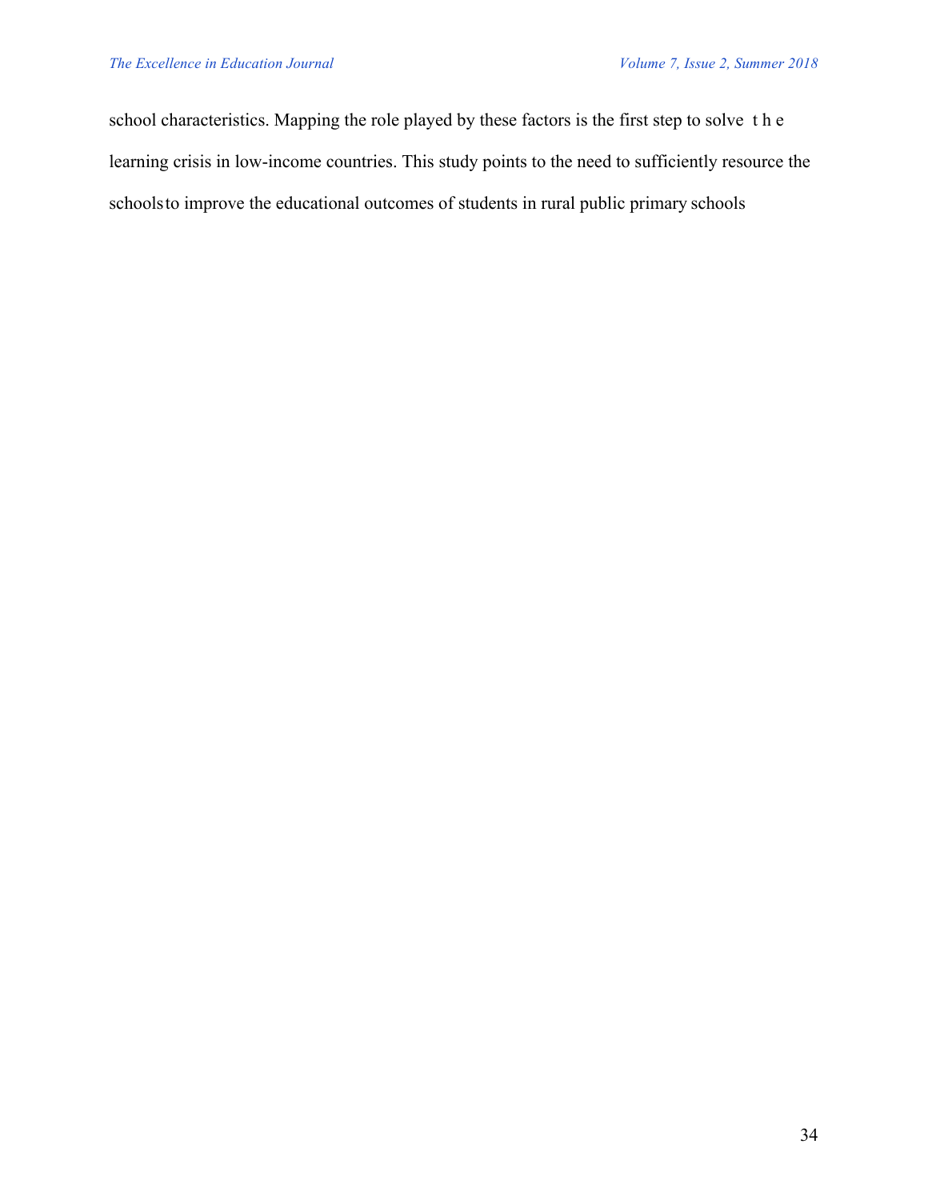school characteristics. Mapping the role played by these factors is the first step to solve the learning crisis in low-income countries. This study points to the need to sufficiently resource the schools to improve the educational outcomes of students in rural public primary schools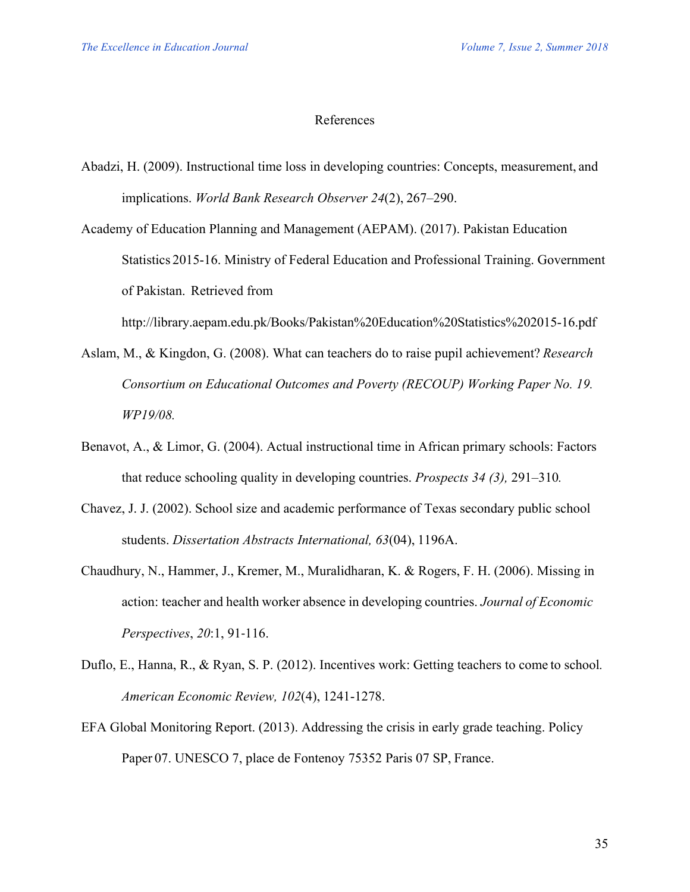# References

Abadzi, H. (2009). Instructional time loss in developing countries: Concepts, measurement, and implications. *World Bank Research Observer 24*(2), 267–290.

Academy of Education Planning and Management (AEPAM). (2017). Pakistan Education Statistics 2015-16. Ministry of Federal Education and Professional Training. Government of Pakistan. Retrieved from http://library.aepam.edu.pk/Books/Pakistan%20Education%20Statistics%202015-16.pdf

Aslam, M., & Kingdon, G. (2008). What can teachers do to raise pupil achievement? *Research Consortium on Educational Outcomes and Poverty (RECOUP) Working Paper No. 19. WP19/08.*

Benavot, A., & Limor, G. (2004). Actual instructional time in African primary schools: Factors that reduce schooling quality in developing countries. *Prospects 34 (3),* 291–310*.*

Chavez, J. J. (2002). School size and academic performance of Texas secondary public school students. *Dissertation Abstracts International, 63*(04), 1196A.

Chaudhury, N., Hammer, J., Kremer, M., Muralidharan, K. & Rogers, F. H. (2006). Missing in action: teacher and health worker absence in developing countries. *Journal of Economic Perspectives*, *20*:1, 91-116.

Duflo, E., Hanna, R., & Ryan, S. P. (2012). Incentives work: Getting teachers to come to school*. American Economic Review, 102*(4), 1241-1278.

EFA Global Monitoring Report. (2013). Addressing the crisis in early grade teaching. Policy Paper 07. UNESCO 7, place de Fontenoy 75352 Paris 07 SP, France.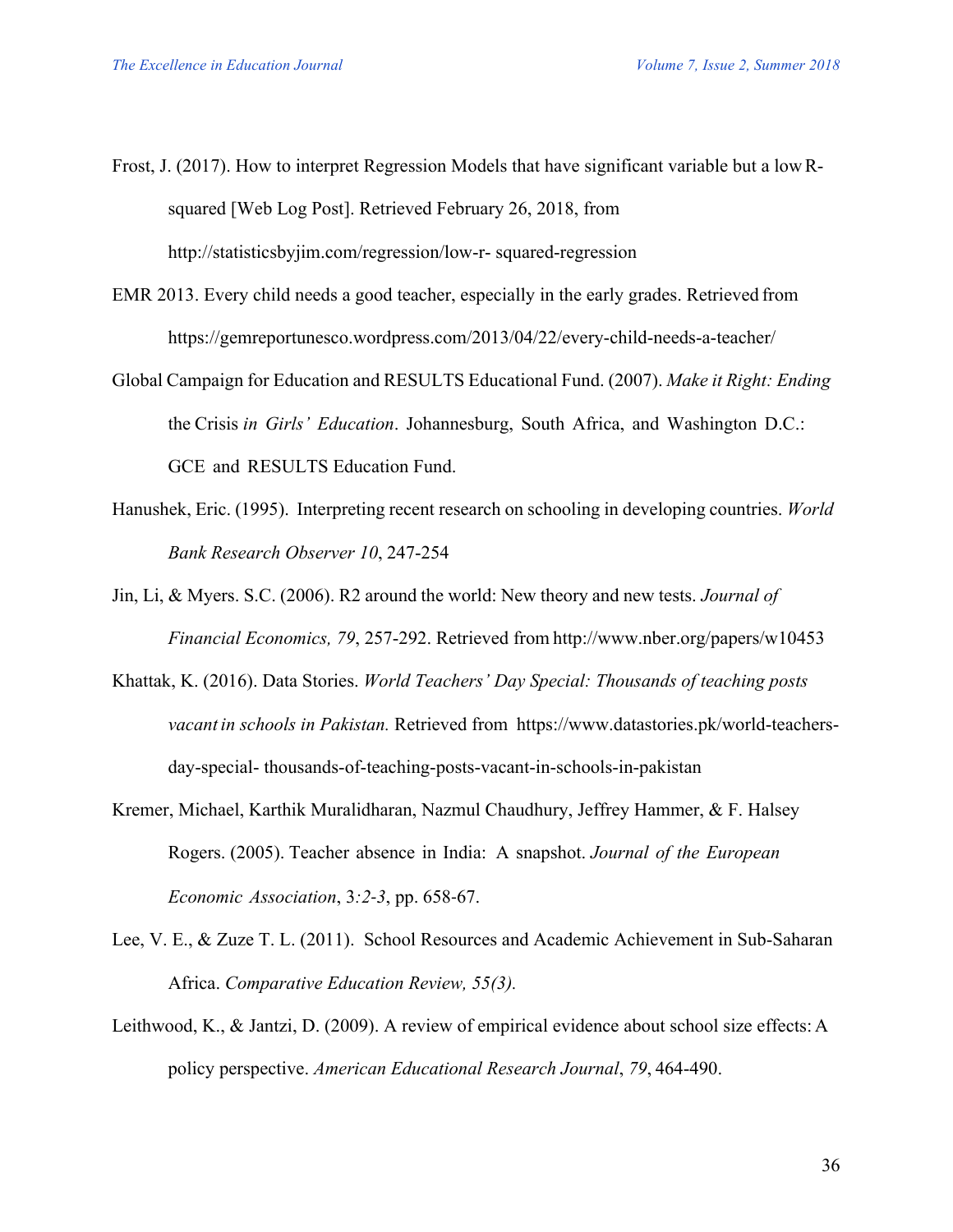Frost, J. (2017). How to interpret Regression Models that have significant variable but a low R-squared [Web Log Post]. Retrieved February 26, 2018, from http://statisticsbyjim.com/regression/low-r- squared-regression

EMR 2013. Every child needs a good teacher, especially in the early grades. Retrieved from https://gemreportunesco.wordpress.com/2013/04/22/every-child-needs-a-teacher/

Global Campaign for Education and RESULTS Educational Fund. (2007). *Make it Right: Ending* the Crisis *in Girls' Education*. Johannesburg, South Africa, and Washington D.C.: GCE and RESULTS Education Fund.

Hanushek, Eric. (1995). Interpreting recent research on schooling in developing countries. *World Bank Research Observer 10*, 247-254

Jin, Li, & Myers. S.C. (2006). R2 around the world: New theory and new tests. *Journal of Financial Economics, 79*, 257-292. Retrieved from http://www.nber.org/papers/w10453

Khattak, K. (2016). Data Stories. *World Teachers' Day Special: Thousands of teaching posts vacant in schools in Pakistan.* Retrieved from https://www.datastories.pk/world-teachers-day-special- thousands-of-teaching-posts-vacant-in-schools-in-pakistan

Kremer, Michael, Karthik Muralidharan, Nazmul Chaudhury, Jeffrey Hammer, & F. Halsey Rogers. (2005). Teacher absence in India: A snapshot. *Journal of the European Economic Association*, 3*:2-3*, pp. 658-67.

Lee, V. E., & Zuze T. L. (2011). School Resources and Academic Achievement in Sub-Saharan Africa. *Comparative Education Review, 55(3).*

Leithwood, K., & Jantzi, D. (2009). A review of empirical evidence about school size effects: A policy perspective. *American Educational Research Journal*, *79*, 464-490.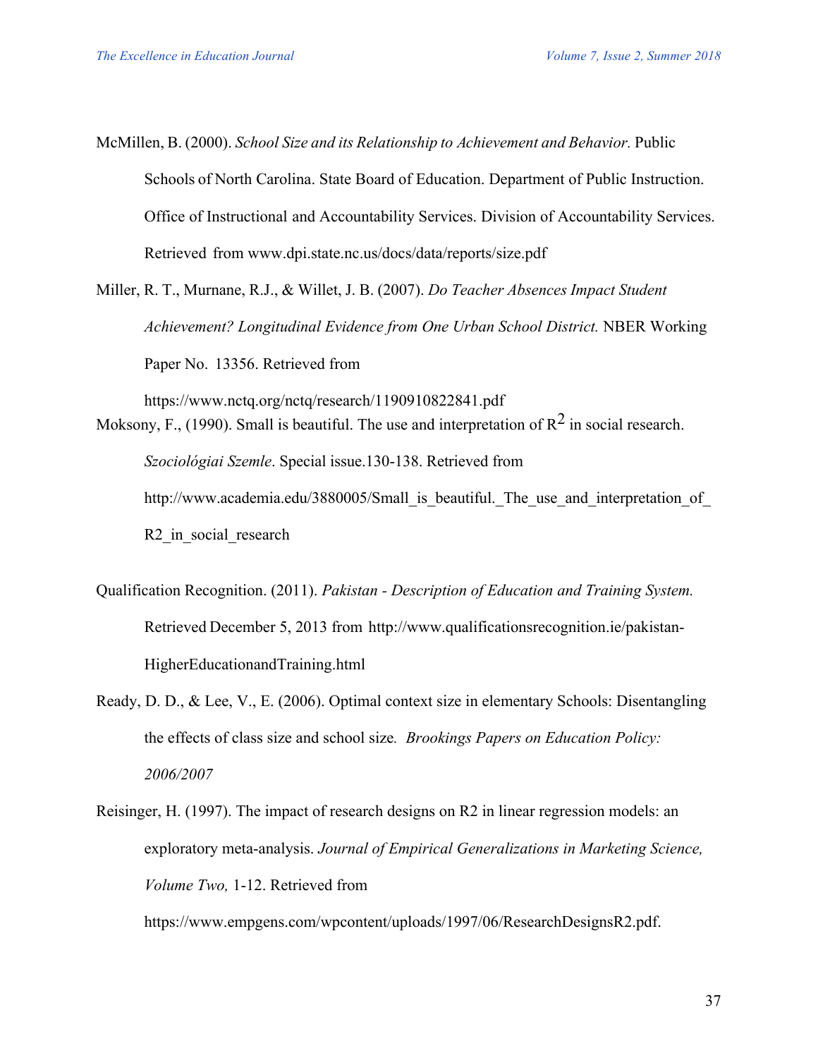McMillen, B. (2000). *School Size and its Relationship to Achievement and Behavior.* Public Schools of North Carolina. State Board of Education. Department of Public Instruction. Office of Instructional and Accountability Services. Division of Accountability Services. Retrieved from www.dpi.state.nc.us/docs/data/reports/size.pdf

Miller, R. T., Murnane, R.J., & Willet, J. B. (2007). *Do Teacher Absences Impact Student Achievement? Longitudinal Evidence from One Urban School District.* NBER Working Paper No. 13356. Retrieved from https://www.nctq.org/nctq/research/1190910822841.pdf

Moksony, F., (1990). Small is beautiful. The use and interpretation of $R^2$ in social research. *Szociológiai Szemle*. Special issue.130-138. Retrieved from http://www.academia.edu/3880005/Small_is_beautiful._The_use_and_interpretation_of_R2_in_social_research

Qualification Recognition. (2011). *Pakistan - Description of Education and Training System.* Retrieved December 5, 2013 from http://www.qualificationsrecognition.ie/pakistan-HigherEducationandTraining.html

Ready, D. D., & Lee, V., E. (2006). Optimal context size in elementary Schools: Disentangling the effects of class size and school size. *Brookings Papers on Education Policy: 2006/2007*

Reisinger, H. (1997). The impact of research designs on R2 in linear regression models: an exploratory meta-analysis. *Journal of Empirical Generalizations in Marketing Science, Volume Two,* 1-12. Retrieved from https://www.empgens.com/wpcontent/uploads/1997/06/ResearchDesignsR2.pdf.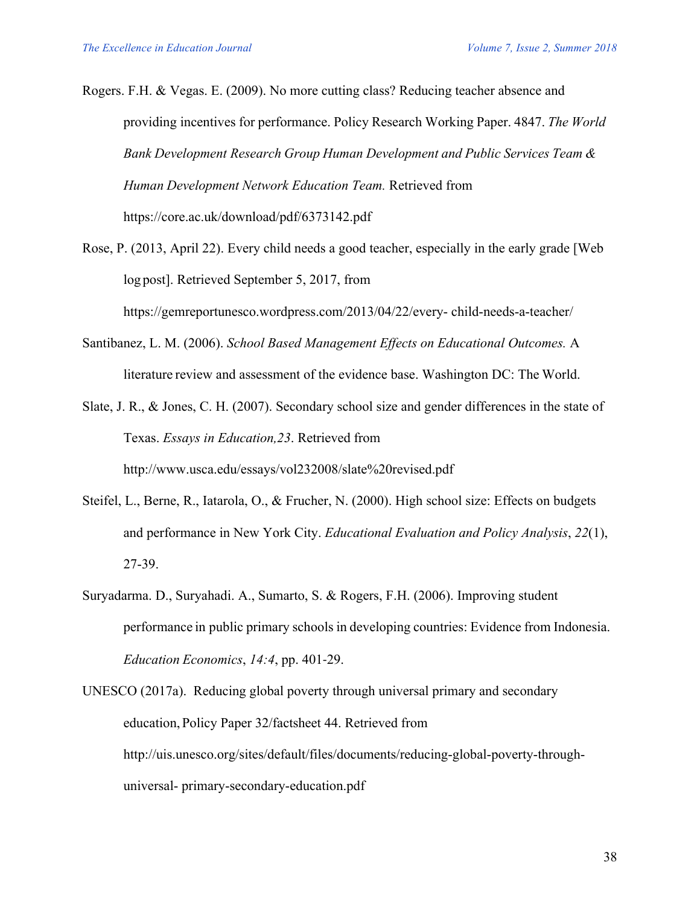Rogers. F.H. & Vegas. E. (2009). No more cutting class? Reducing teacher absence and providing incentives for performance. Policy Research Working Paper. 4847. *The World Bank Development Research Group Human Development and Public Services Team & Human Development Network Education Team.* Retrieved from https://core.ac.uk/download/pdf/6373142.pdf

Rose, P. (2013, April 22). Every child needs a good teacher, especially in the early grade [Web log post]. Retrieved September 5, 2017, from https://gemreportunesco.wordpress.com/2013/04/22/every- child-needs-a-teacher/

Santibanez, L. M. (2006). *School Based Management Effects on Educational Outcomes.* A literature review and assessment of the evidence base. Washington DC: The World.

Slate, J. R., & Jones, C. H. (2007). Secondary school size and gender differences in the state of Texas. *Essays in Education,23*. Retrieved from http://www.usca.edu/essays/vol232008/slate%20revised.pdf

Steifel, L., Berne, R., Iatarola, O., & Frucher, N. (2000). High school size: Effects on budgets and performance in New York City. *Educational Evaluation and Policy Analysis*, *22*(1), 27-39.

Suryadarma. D., Suryahadi. A., Sumarto, S. & Rogers, F.H. (2006). Improving student performance in public primary schools in developing countries: Evidence from Indonesia. *Education Economics*, *14:4*, pp. 401-29.

UNESCO (2017a). Reducing global poverty through universal primary and secondary education, Policy Paper 32/factsheet 44. Retrieved from http://uis.unesco.org/sites/default/files/documents/reducing-global-poverty-through-universal- primary-secondary-education.pdf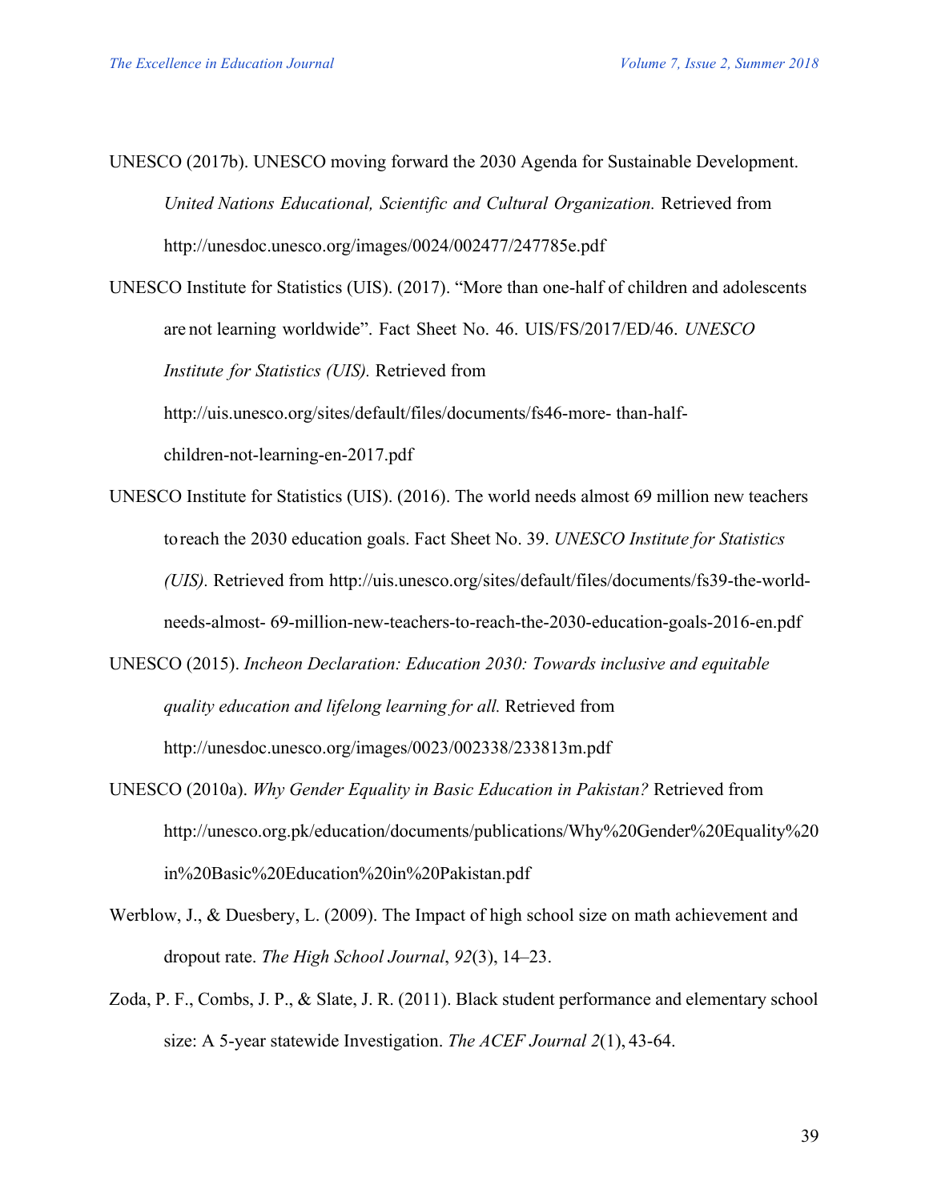UNESCO (2017b). UNESCO moving forward the 2030 Agenda for Sustainable Development. *United Nations Educational, Scientific and Cultural Organization.* Retrieved from http://unesdoc.unesco.org/images/0024/002477/247785e.pdf

UNESCO Institute for Statistics (UIS). (2017). "More than one-half of children and adolescents are not learning worldwide". Fact Sheet No. 46. UIS/FS/2017/ED/46. *UNESCO Institute for Statistics (UIS).* Retrieved from http://uis.unesco.org/sites/default/files/documents/fs46-more- than-half-children-not-learning-en-2017.pdf

UNESCO Institute for Statistics (UIS). (2016). The world needs almost 69 million new teachers to reach the 2030 education goals. Fact Sheet No. 39. *UNESCO Institute for Statistics (UIS).* Retrieved from http://uis.unesco.org/sites/default/files/documents/fs39-the-world-needs-almost- 69-million-new-teachers-to-reach-the-2030-education-goals-2016-en.pdf

UNESCO (2015). *Incheon Declaration: Education 2030: Towards inclusive and equitable quality education and lifelong learning for all.* Retrieved from http://unesdoc.unesco.org/images/0023/002338/233813m.pdf

UNESCO (2010a). *Why Gender Equality in Basic Education in Pakistan?* Retrieved from http://unesco.org.pk/education/documents/publications/Why%20Gender%20Equality%20in%20Basic%20Education%20in%20Pakistan.pdf

Werblow, J., & Duesbery, L. (2009). The Impact of high school size on math achievement and dropout rate. *The High School Journal*, *92*(3), 14–23.

Zoda, P. F., Combs, J. P., & Slate, J. R. (2011). Black student performance and elementary school size: A 5-year statewide Investigation. *The ACEF Journal 2*(1), 43-64.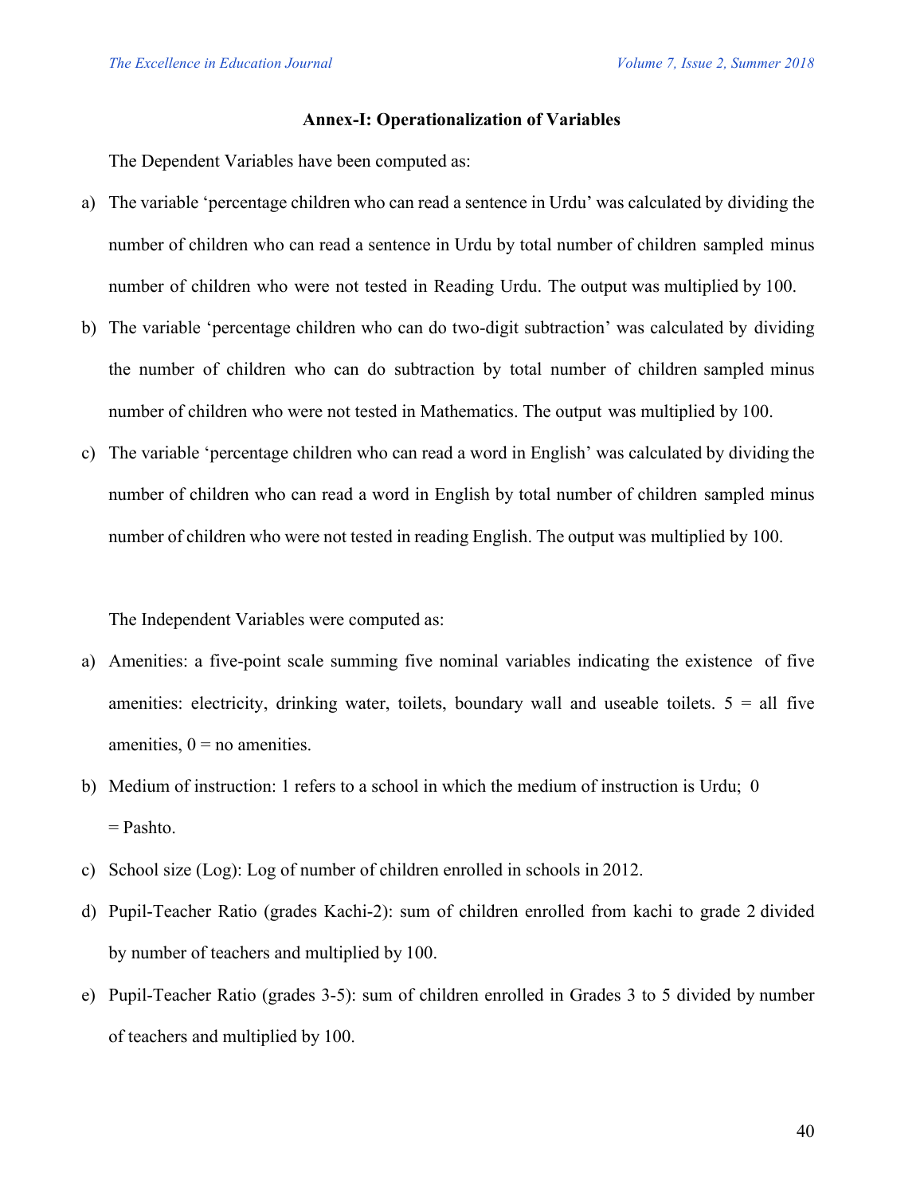**Annex-I: Operationalization of Variables**

The Dependent Variables have been computed as:

a) The variable 'percentage children who can read a sentence in Urdu' was calculated by dividing the number of children who can read a sentence in Urdu by total number of children sampled minus number of children who were not tested in Reading Urdu. The output was multiplied by 100.

b) The variable 'percentage children who can do two-digit subtraction' was calculated by dividing the number of children who can do subtraction by total number of children sampled minus number of children who were not tested in Mathematics. The output was multiplied by 100.

c) The variable 'percentage children who can read a word in English' was calculated by dividing the number of children who can read a word in English by total number of children sampled minus number of children who were not tested in reading English. The output was multiplied by 100.

The Independent Variables were computed as:

a) Amenities: a five-point scale summing five nominal variables indicating the existence of five amenities: electricity, drinking water, toilets, boundary wall and useable toilets. 5 = all five amenities, 0 = no amenities.

b) Medium of instruction: 1 refers to a school in which the medium of instruction is Urdu; 0 = Pashto.

c) School size (Log): Log of number of children enrolled in schools in 2012.

d) Pupil-Teacher Ratio (grades Kachi-2): sum of children enrolled from kachi to grade 2 divided by number of teachers and multiplied by 100.

e) Pupil-Teacher Ratio (grades 3-5): sum of children enrolled in Grades 3 to 5 divided by number of teachers and multiplied by 100.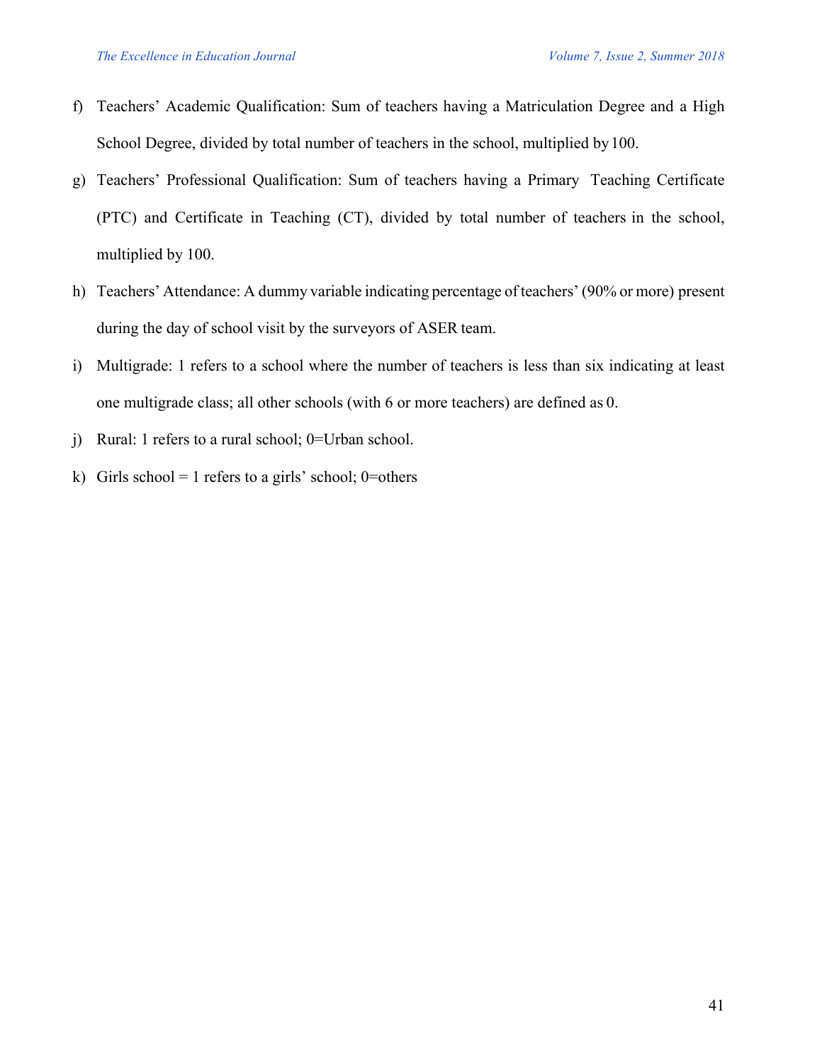f) Teachers' Academic Qualification: Sum of teachers having a Matriculation Degree and a High School Degree, divided by total number of teachers in the school, multiplied by 100.

g) Teachers' Professional Qualification: Sum of teachers having a Primary Teaching Certificate (PTC) and Certificate in Teaching (CT), divided by total number of teachers in the school, multiplied by 100.

h) Teachers' Attendance: A dummy variable indicating percentage of teachers' (90% or more) present during the day of school visit by the surveyors of ASER team.

i) Multigrade: 1 refers to a school where the number of teachers is less than six indicating at least one multigrade class; all other schools (with 6 or more teachers) are defined as 0.

j) Rural: 1 refers to a rural school; 0=Urban school.

k) Girls school = 1 refers to a girls' school; 0=others